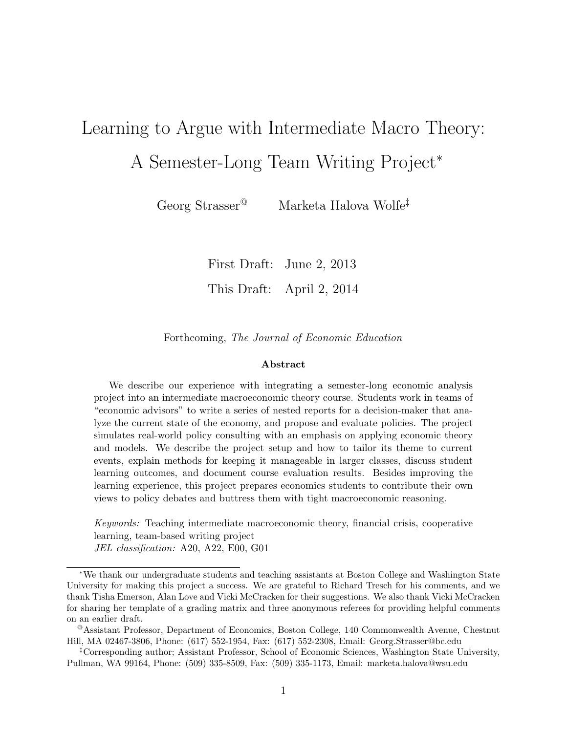# Learning to Argue with Intermediate Macro Theory: A Semester-Long Team Writing Project*

Georg Strasser[@]  Marketa Halova Wolfe[‡]

First Draft: June 2, 2013

This Draft: April 2, 2014

Forthcoming, *The Journal of Economic Education*

### Abstract

We describe our experience with integrating a semester-long economic analysis project into an intermediate macroeconomic theory course. Students work in teams of "economic advisors" to write a series of nested reports for a decision-maker that analyze the current state of the economy, and propose and evaluate policies. The project simulates real-world policy consulting with an emphasis on applying economic theory and models. We describe the project setup and how to tailor its theme to current events, explain methods for keeping it manageable in larger classes, discuss student learning outcomes, and document course evaluation results. Besides improving the learning experience, this project prepares economics students to contribute their own views to policy debates and buttress them with tight macroeconomic reasoning.

*Keywords:* Teaching intermediate macroeconomic theory, financial crisis, cooperative learning, team-based writing project
*JEL classification:* A20, A22, E00, G01

---

*We thank our undergraduate students and teaching assistants at Boston College and Washington State University for making this project a success. We are grateful to Richard Tresch for his comments, and we thank Tisha Emerson, Alan Love and Vicki McCracken for their suggestions. We also thank Vicki McCracken for sharing her template of a grading matrix and three anonymous referees for providing helpful comments on an earlier draft.

[@]Assistant Professor, Department of Economics, Boston College, 140 Commonwealth Avenue, Chestnut Hill, MA 02467-3806, Phone: (617) 552-1954, Fax: (617) 552-2308, Email: Georg.Strasser@bc.edu

[‡]Corresponding author; Assistant Professor, School of Economic Sciences, Washington State University, Pullman, WA 99164, Phone: (509) 335-8509, Fax: (509) 335-1173, Email: marketa.halova@wsu.edu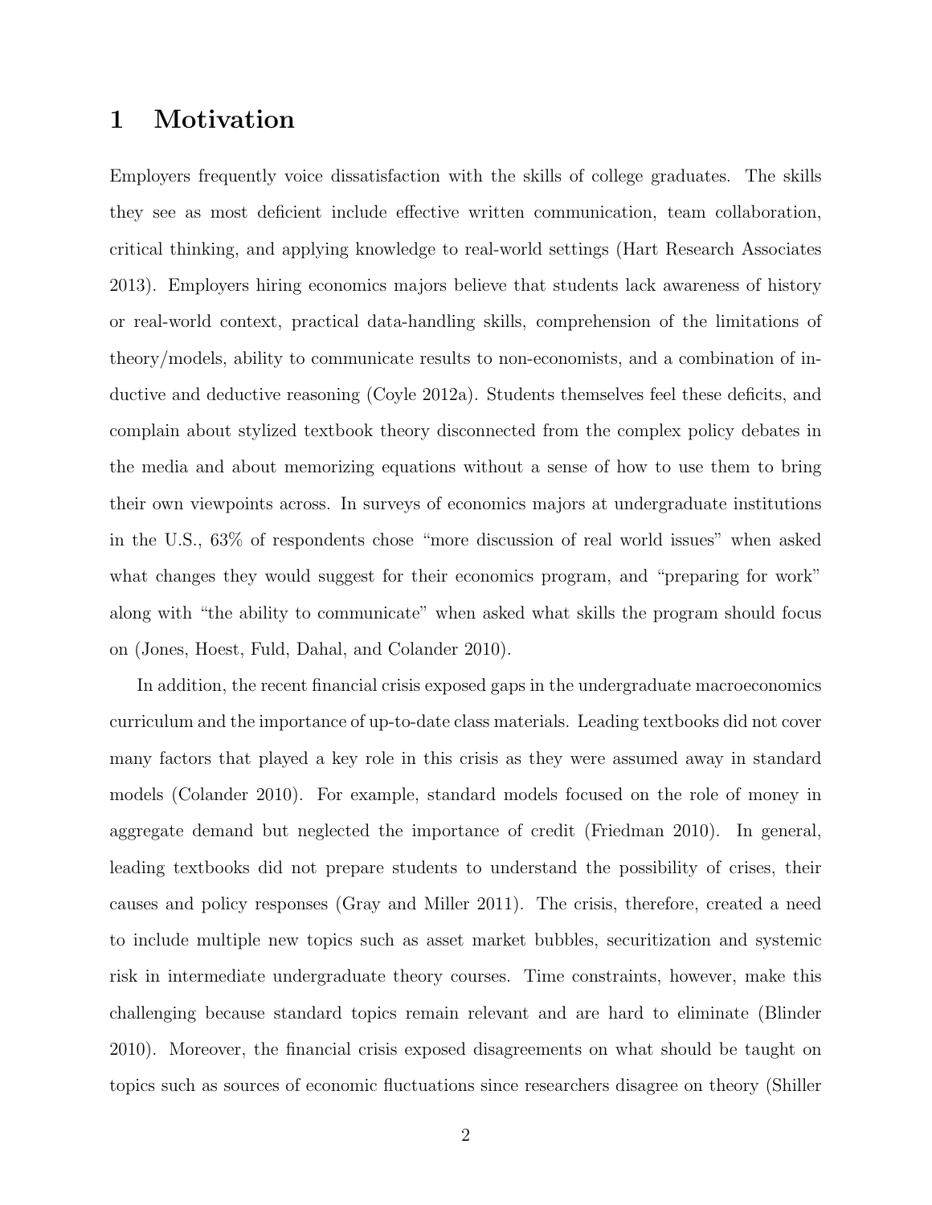# 1 Motivation

Employers frequently voice dissatisfaction with the skills of college graduates. The skills they see as most deficient include effective written communication, team collaboration, critical thinking, and applying knowledge to real-world settings (Hart Research Associates 2013). Employers hiring economics majors believe that students lack awareness of history or real-world context, practical data-handling skills, comprehension of the limitations of theory/models, ability to communicate results to non-economists, and a combination of inductive and deductive reasoning (Coyle 2012a). Students themselves feel these deficits, and complain about stylized textbook theory disconnected from the complex policy debates in the media and about memorizing equations without a sense of how to use them to bring their own viewpoints across. In surveys of economics majors at undergraduate institutions in the U.S., 63% of respondents chose "more discussion of real world issues" when asked what changes they would suggest for their economics program, and "preparing for work" along with "the ability to communicate" when asked what skills the program should focus on (Jones, Hoest, Fuld, Dahal, and Colander 2010).

In addition, the recent financial crisis exposed gaps in the undergraduate macroeconomics curriculum and the importance of up-to-date class materials. Leading textbooks did not cover many factors that played a key role in this crisis as they were assumed away in standard models (Colander 2010). For example, standard models focused on the role of money in aggregate demand but neglected the importance of credit (Friedman 2010). In general, leading textbooks did not prepare students to understand the possibility of crises, their causes and policy responses (Gray and Miller 2011). The crisis, therefore, created a need to include multiple new topics such as asset market bubbles, securitization and systemic risk in intermediate undergraduate theory courses. Time constraints, however, make this challenging because standard topics remain relevant and are hard to eliminate (Blinder 2010). Moreover, the financial crisis exposed disagreements on what should be taught on topics such as sources of economic fluctuations since researchers disagree on theory (Shiller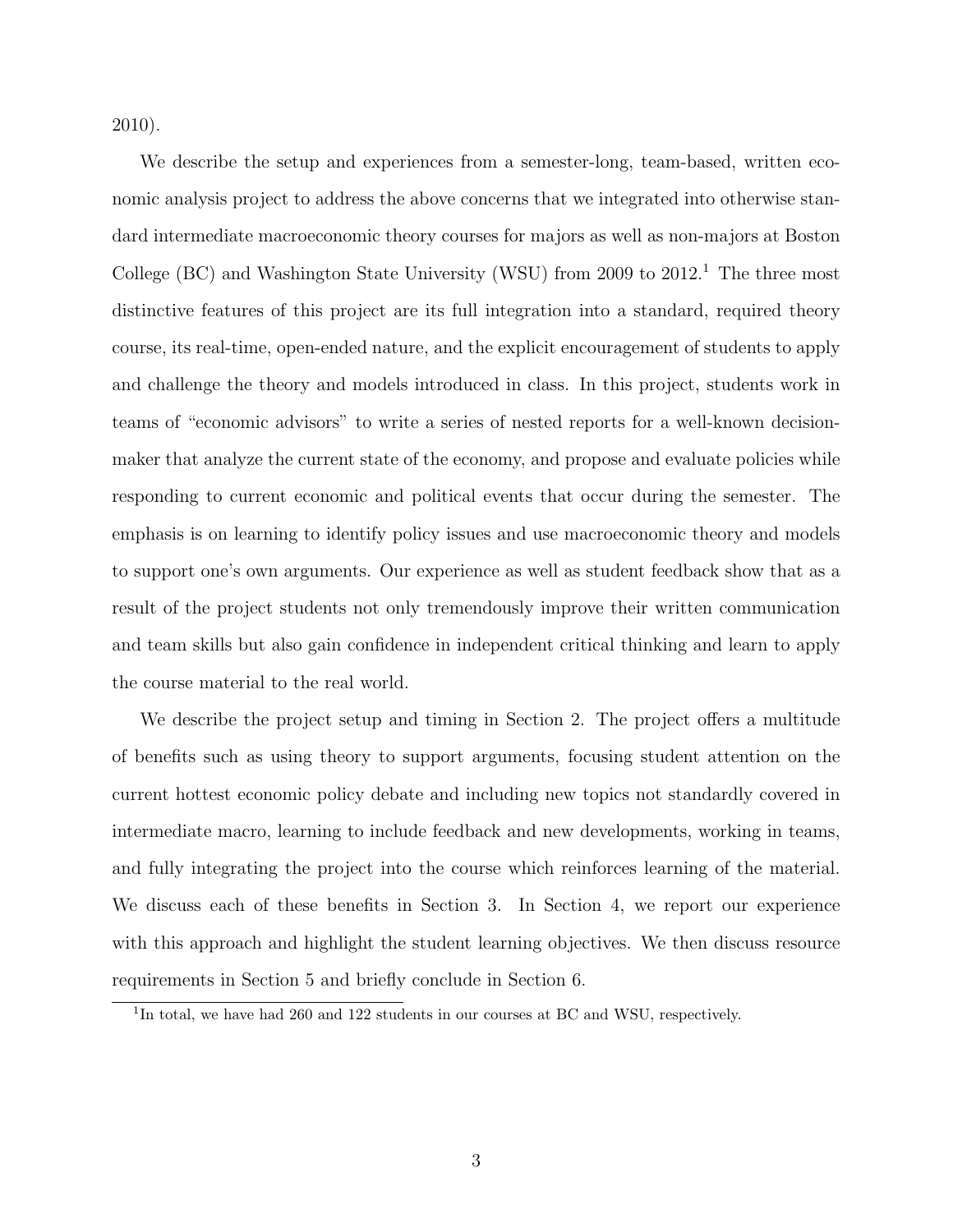2010).

We describe the setup and experiences from a semester-long, team-based, written economic analysis project to address the above concerns that we integrated into otherwise standard intermediate macroeconomic theory courses for majors as well as non-majors at Boston College (BC) and Washington State University (WSU) from 2009 to 2012.[1] The three most distinctive features of this project are its full integration into a standard, required theory course, its real-time, open-ended nature, and the explicit encouragement of students to apply and challenge the theory and models introduced in class. In this project, students work in teams of "economic advisors" to write a series of nested reports for a well-known decision-maker that analyze the current state of the economy, and propose and evaluate policies while responding to current economic and political events that occur during the semester. The emphasis is on learning to identify policy issues and use macroeconomic theory and models to support one's own arguments. Our experience as well as student feedback show that as a result of the project students not only tremendously improve their written communication and team skills but also gain confidence in independent critical thinking and learn to apply the course material to the real world.

We describe the project setup and timing in Section 2. The project offers a multitude of benefits such as using theory to support arguments, focusing student attention on the current hottest economic policy debate and including new topics not standardly covered in intermediate macro, learning to include feedback and new developments, working in teams, and fully integrating the project into the course which reinforces learning of the material. We discuss each of these benefits in Section 3. In Section 4, we report our experience with this approach and highlight the student learning objectives. We then discuss resource requirements in Section 5 and briefly conclude in Section 6.

[1] In total, we have had 260 and 122 students in our courses at BC and WSU, respectively.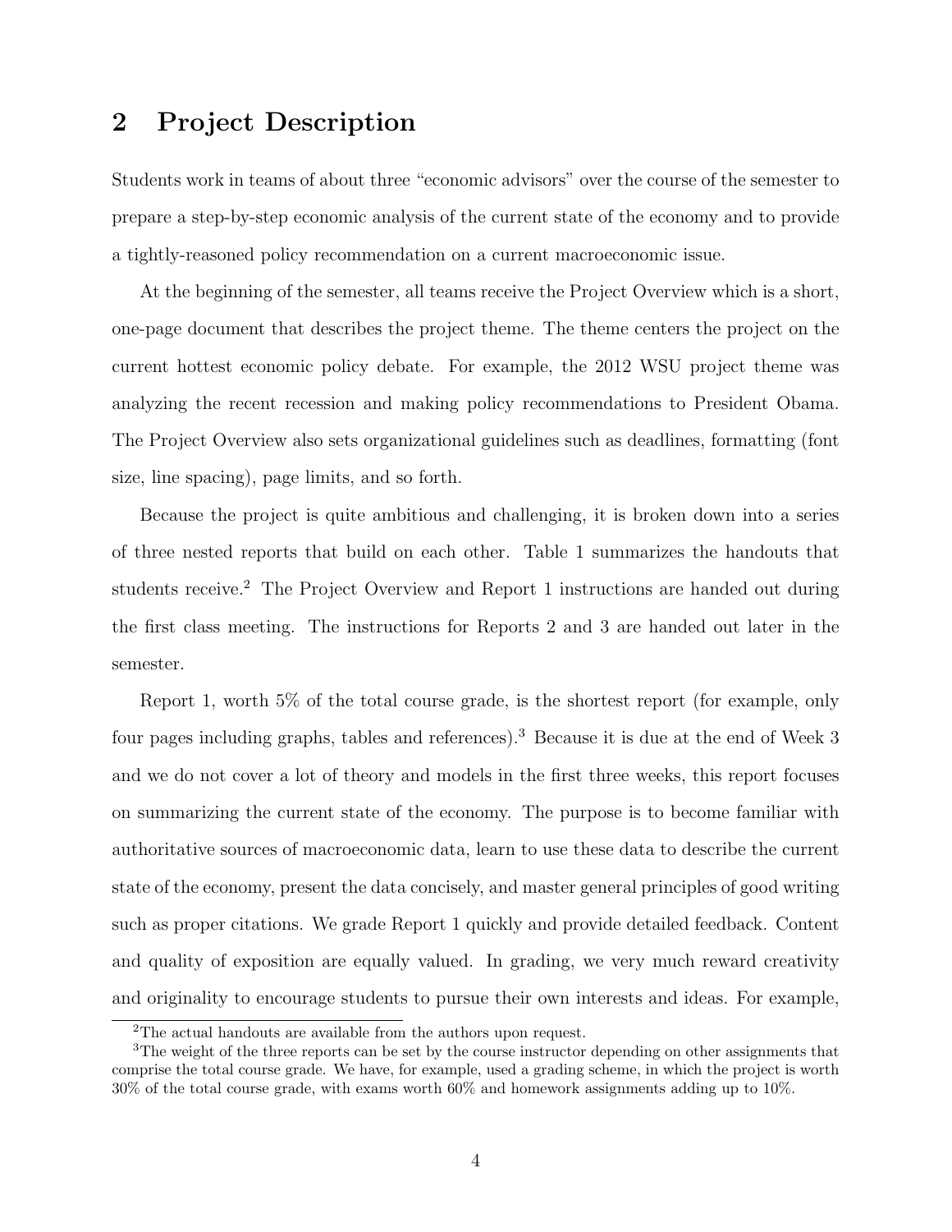## 2 Project Description

Students work in teams of about three "economic advisors" over the course of the semester to prepare a step-by-step economic analysis of the current state of the economy and to provide a tightly-reasoned policy recommendation on a current macroeconomic issue.

At the beginning of the semester, all teams receive the Project Overview which is a short, one-page document that describes the project theme. The theme centers the project on the current hottest economic policy debate. For example, the 2012 WSU project theme was analyzing the recent recession and making policy recommendations to President Obama. The Project Overview also sets organizational guidelines such as deadlines, formatting (font size, line spacing), page limits, and so forth.

Because the project is quite ambitious and challenging, it is broken down into a series of three nested reports that build on each other. Table 1 summarizes the handouts that students receive.[2] The Project Overview and Report 1 instructions are handed out during the first class meeting. The instructions for Reports 2 and 3 are handed out later in the semester.

Report 1, worth 5% of the total course grade, is the shortest report (for example, only four pages including graphs, tables and references).[3] Because it is due at the end of Week 3 and we do not cover a lot of theory and models in the first three weeks, this report focuses on summarizing the current state of the economy. The purpose is to become familiar with authoritative sources of macroeconomic data, learn to use these data to describe the current state of the economy, present the data concisely, and master general principles of good writing such as proper citations. We grade Report 1 quickly and provide detailed feedback. Content and quality of exposition are equally valued. In grading, we very much reward creativity and originality to encourage students to pursue their own interests and ideas. For example,

[2] The actual handouts are available from the authors upon request.

[3] The weight of the three reports can be set by the course instructor depending on other assignments that comprise the total course grade. We have, for example, used a grading scheme, in which the project is worth 30% of the total course grade, with exams worth 60% and homework assignments adding up to 10%.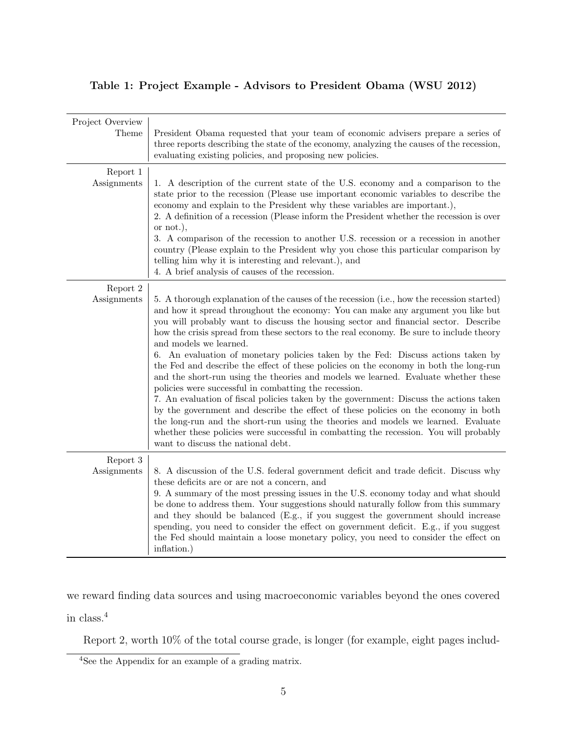**Table 1: Project Example - Advisors to President Obama (WSU 2012)**

| | |
|---|---|
| Project Overview Theme | President Obama requested that your team of economic advisers prepare a series of three reports describing the state of the economy, analyzing the causes of the recession, evaluating existing policies, and proposing new policies. |
| Report 1 Assignments | 1. A description of the current state of the U.S. economy and a comparison to the state prior to the recession (Please use important economic variables to describe the economy and explain to the President why these variables are important.),<br>2. A definition of a recession (Please inform the President whether the recession is over or not.),<br>3. A comparison of the recession to another U.S. recession or a recession in another country (Please explain to the President why you chose this particular comparison by telling him why it is interesting and relevant.), and<br>4. A brief analysis of causes of the recession. |
| Report 2 Assignments | 5. A thorough explanation of the causes of the recession (i.e., how the recession started) and how it spread throughout the economy: You can make any argument you like but you will probably want to discuss the housing sector and financial sector. Describe how the crisis spread from these sectors to the real economy. Be sure to include theory and models we learned.<br>6. An evaluation of monetary policies taken by the Fed: Discuss actions taken by the Fed and describe the effect of these policies on the economy in both the long-run and the short-run using the theories and models we learned. Evaluate whether these policies were successful in combatting the recession.<br>7. An evaluation of fiscal policies taken by the government: Discuss the actions taken by the government and describe the effect of these policies on the economy in both the long-run and the short-run using the theories and models we learned. Evaluate whether these policies were successful in combatting the recession. You will probably want to discuss the national debt. |
| Report 3 Assignments | 8. A discussion of the U.S. federal government deficit and trade deficit. Discuss why these deficits are or are not a concern, and<br>9. A summary of the most pressing issues in the U.S. economy today and what should be done to address them. Your suggestions should naturally follow from this summary and they should be balanced (E.g., if you suggest the government should increase spending, you need to consider the effect on government deficit. E.g., if you suggest the Fed should maintain a loose monetary policy, you need to consider the effect on inflation.) |

we reward finding data sources and using macroeconomic variables beyond the ones covered in class.[4]

Report 2, worth 10% of the total course grade, is longer (for example, eight pages includ-

[4] See the Appendix for an example of a grading matrix.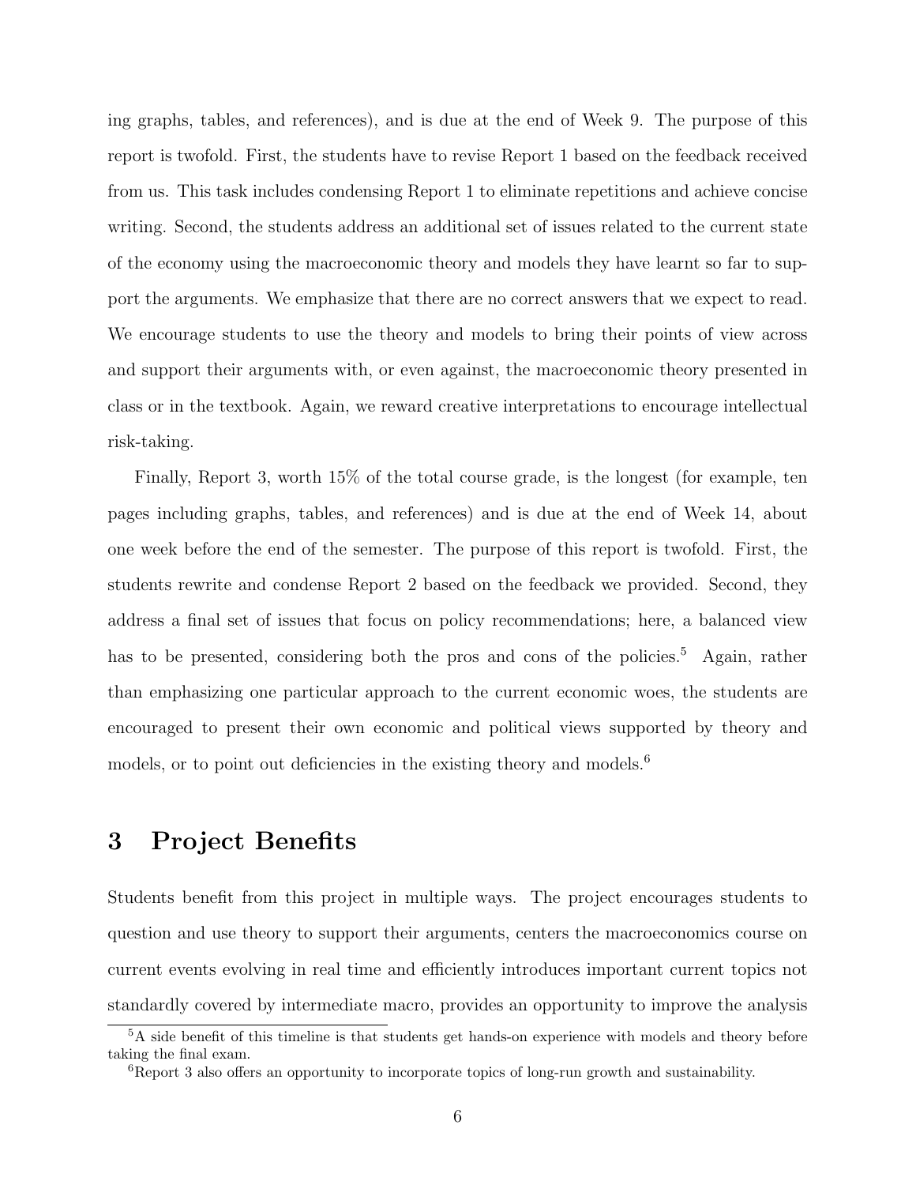ing graphs, tables, and references), and is due at the end of Week 9. The purpose of this report is twofold. First, the students have to revise Report 1 based on the feedback received from us. This task includes condensing Report 1 to eliminate repetitions and achieve concise writing. Second, the students address an additional set of issues related to the current state of the economy using the macroeconomic theory and models they have learnt so far to support the arguments. We emphasize that there are no correct answers that we expect to read. We encourage students to use the theory and models to bring their points of view across and support their arguments with, or even against, the macroeconomic theory presented in class or in the textbook. Again, we reward creative interpretations to encourage intellectual risk-taking.

Finally, Report 3, worth 15% of the total course grade, is the longest (for example, ten pages including graphs, tables, and references) and is due at the end of Week 14, about one week before the end of the semester. The purpose of this report is twofold. First, the students rewrite and condense Report 2 based on the feedback we provided. Second, they address a final set of issues that focus on policy recommendations; here, a balanced view has to be presented, considering both the pros and cons of the policies.[5] Again, rather than emphasizing one particular approach to the current economic woes, the students are encouraged to present their own economic and political views supported by theory and models, or to point out deficiencies in the existing theory and models.[6]

# 3 Project Benefits

Students benefit from this project in multiple ways. The project encourages students to question and use theory to support their arguments, centers the macroeconomics course on current events evolving in real time and efficiently introduces important current topics not standardly covered by intermediate macro, provides an opportunity to improve the analysis

[5] A side benefit of this timeline is that students get hands-on experience with models and theory before taking the final exam.

[6] Report 3 also offers an opportunity to incorporate topics of long-run growth and sustainability.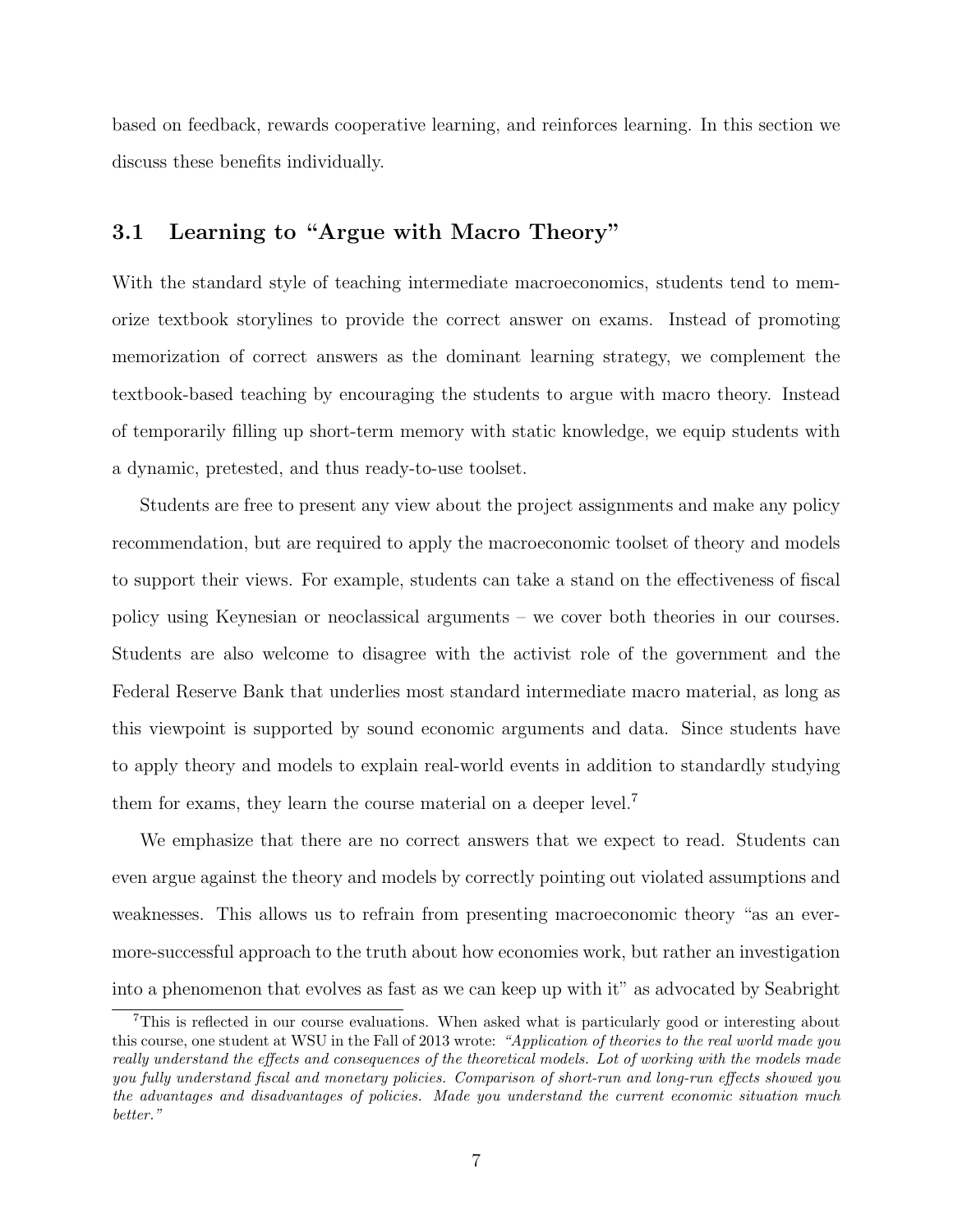based on feedback, rewards cooperative learning, and reinforces learning. In this section we discuss these benefits individually.

### 3.1 Learning to "Argue with Macro Theory"

With the standard style of teaching intermediate macroeconomics, students tend to memorize textbook storylines to provide the correct answer on exams. Instead of promoting memorization of correct answers as the dominant learning strategy, we complement the textbook-based teaching by encouraging the students to argue with macro theory. Instead of temporarily filling up short-term memory with static knowledge, we equip students with a dynamic, pretested, and thus ready-to-use toolset.

Students are free to present any view about the project assignments and make any policy recommendation, but are required to apply the macroeconomic toolset of theory and models to support their views. For example, students can take a stand on the effectiveness of fiscal policy using Keynesian or neoclassical arguments – we cover both theories in our courses. Students are also welcome to disagree with the activist role of the government and the Federal Reserve Bank that underlies most standard intermediate macro material, as long as this viewpoint is supported by sound economic arguments and data. Since students have to apply theory and models to explain real-world events in addition to standardly studying them for exams, they learn the course material on a deeper level.[7]

We emphasize that there are no correct answers that we expect to read. Students can even argue against the theory and models by correctly pointing out violated assumptions and weaknesses. This allows us to refrain from presenting macroeconomic theory "as an ever-more-successful approach to the truth about how economies work, but rather an investigation into a phenomenon that evolves as fast as we can keep up with it" as advocated by Seabright

[7]This is reflected in our course evaluations. When asked what is particularly good or interesting about this course, one student at WSU in the Fall of 2013 wrote: *"Application of theories to the real world made you really understand the effects and consequences of the theoretical models. Lot of working with the models made you fully understand fiscal and monetary policies. Comparison of short-run and long-run effects showed you the advantages and disadvantages of policies. Made you understand the current economic situation much better."*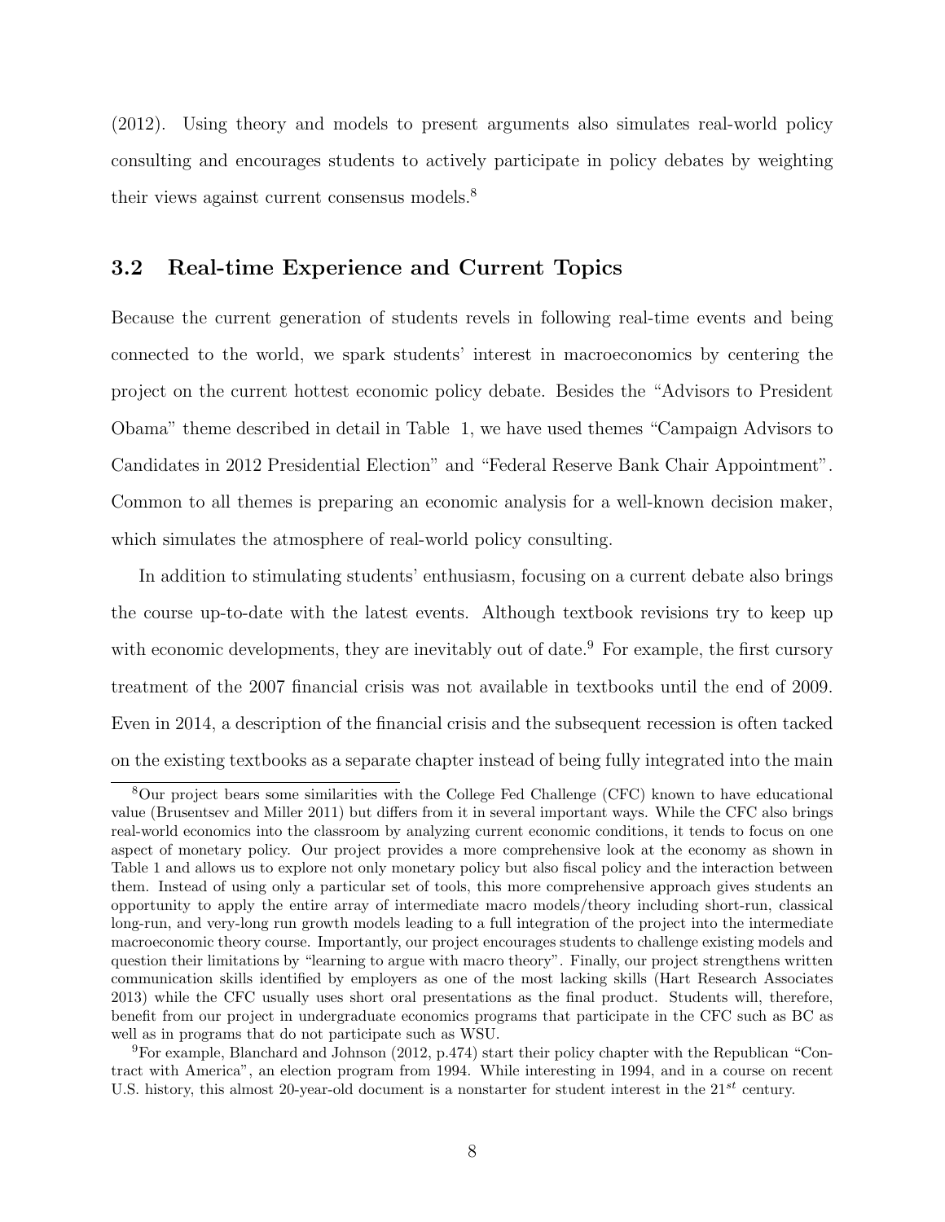(2012). Using theory and models to present arguments also simulates real-world policy consulting and encourages students to actively participate in policy debates by weighting their views against current consensus models.[8]

## 3.2 Real-time Experience and Current Topics

Because the current generation of students revels in following real-time events and being connected to the world, we spark students' interest in macroeconomics by centering the project on the current hottest economic policy debate. Besides the "Advisors to President Obama" theme described in detail in Table 1, we have used themes "Campaign Advisors to Candidates in 2012 Presidential Election" and "Federal Reserve Bank Chair Appointment". Common to all themes is preparing an economic analysis for a well-known decision maker, which simulates the atmosphere of real-world policy consulting.

In addition to stimulating students' enthusiasm, focusing on a current debate also brings the course up-to-date with the latest events. Although textbook revisions try to keep up with economic developments, they are inevitably out of date.[9] For example, the first cursory treatment of the 2007 financial crisis was not available in textbooks until the end of 2009. Even in 2014, a description of the financial crisis and the subsequent recession is often tacked on the existing textbooks as a separate chapter instead of being fully integrated into the main

---

[8] Our project bears some similarities with the College Fed Challenge (CFC) known to have educational value (Brusentsev and Miller 2011) but differs from it in several important ways. While the CFC also brings real-world economics into the classroom by analyzing current economic conditions, it tends to focus on one aspect of monetary policy. Our project provides a more comprehensive look at the economy as shown in Table 1 and allows us to explore not only monetary policy but also fiscal policy and the interaction between them. Instead of using only a particular set of tools, this more comprehensive approach gives students an opportunity to apply the entire array of intermediate macro models/theory including short-run, classical long-run, and very-long run growth models leading to a full integration of the project into the intermediate macroeconomic theory course. Importantly, our project encourages students to challenge existing models and question their limitations by "learning to argue with macro theory". Finally, our project strengthens written communication skills identified by employers as one of the most lacking skills (Hart Research Associates 2013) while the CFC usually uses short oral presentations as the final product. Students will, therefore, benefit from our project in undergraduate economics programs that participate in the CFC such as BC as well as in programs that do not participate such as WSU.

[9] For example, Blanchard and Johnson (2012, p.474) start their policy chapter with the Republican "Contract with America", an election program from 1994. While interesting in 1994, and in a course on recent U.S. history, this almost 20-year-old document is a nonstarter for student interest in the $21^{st}$ century.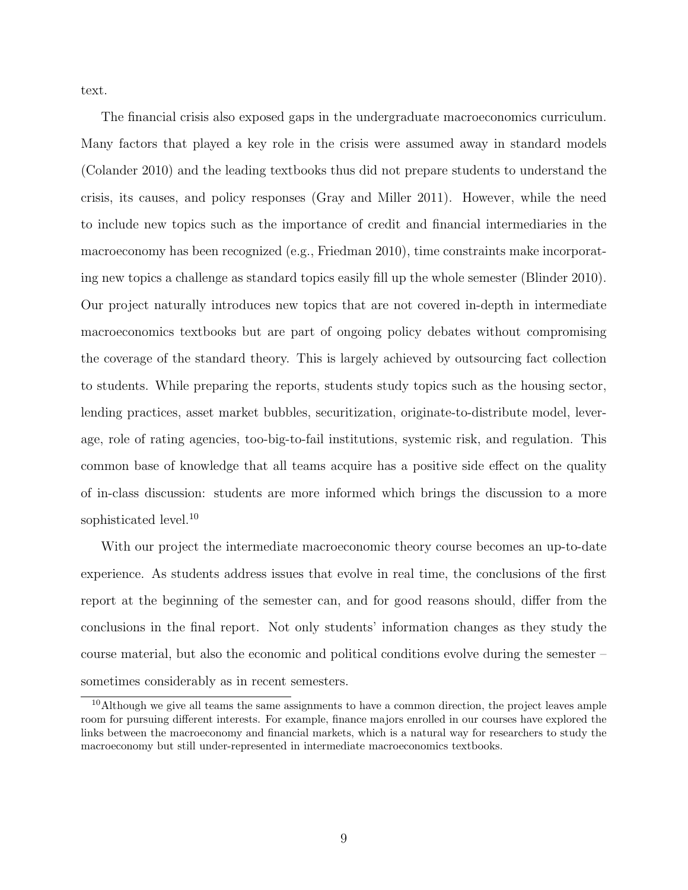text.

The financial crisis also exposed gaps in the undergraduate macroeconomics curriculum. Many factors that played a key role in the crisis were assumed away in standard models (Colander 2010) and the leading textbooks thus did not prepare students to understand the crisis, its causes, and policy responses (Gray and Miller 2011). However, while the need to include new topics such as the importance of credit and financial intermediaries in the macroeconomy has been recognized (e.g., Friedman 2010), time constraints make incorporating new topics a challenge as standard topics easily fill up the whole semester (Blinder 2010). Our project naturally introduces new topics that are not covered in-depth in intermediate macroeconomics textbooks but are part of ongoing policy debates without compromising the coverage of the standard theory. This is largely achieved by outsourcing fact collection to students. While preparing the reports, students study topics such as the housing sector, lending practices, asset market bubbles, securitization, originate-to-distribute model, leverage, role of rating agencies, too-big-to-fail institutions, systemic risk, and regulation. This common base of knowledge that all teams acquire has a positive side effect on the quality of in-class discussion: students are more informed which brings the discussion to a more sophisticated level.[10]

With our project the intermediate macroeconomic theory course becomes an up-to-date experience. As students address issues that evolve in real time, the conclusions of the first report at the beginning of the semester can, and for good reasons should, differ from the conclusions in the final report. Not only students' information changes as they study the course material, but also the economic and political conditions evolve during the semester – sometimes considerably as in recent semesters.

[10] Although we give all teams the same assignments to have a common direction, the project leaves ample room for pursuing different interests. For example, finance majors enrolled in our courses have explored the links between the macroeconomy and financial markets, which is a natural way for researchers to study the macroeconomy but still under-represented in intermediate macroeconomics textbooks.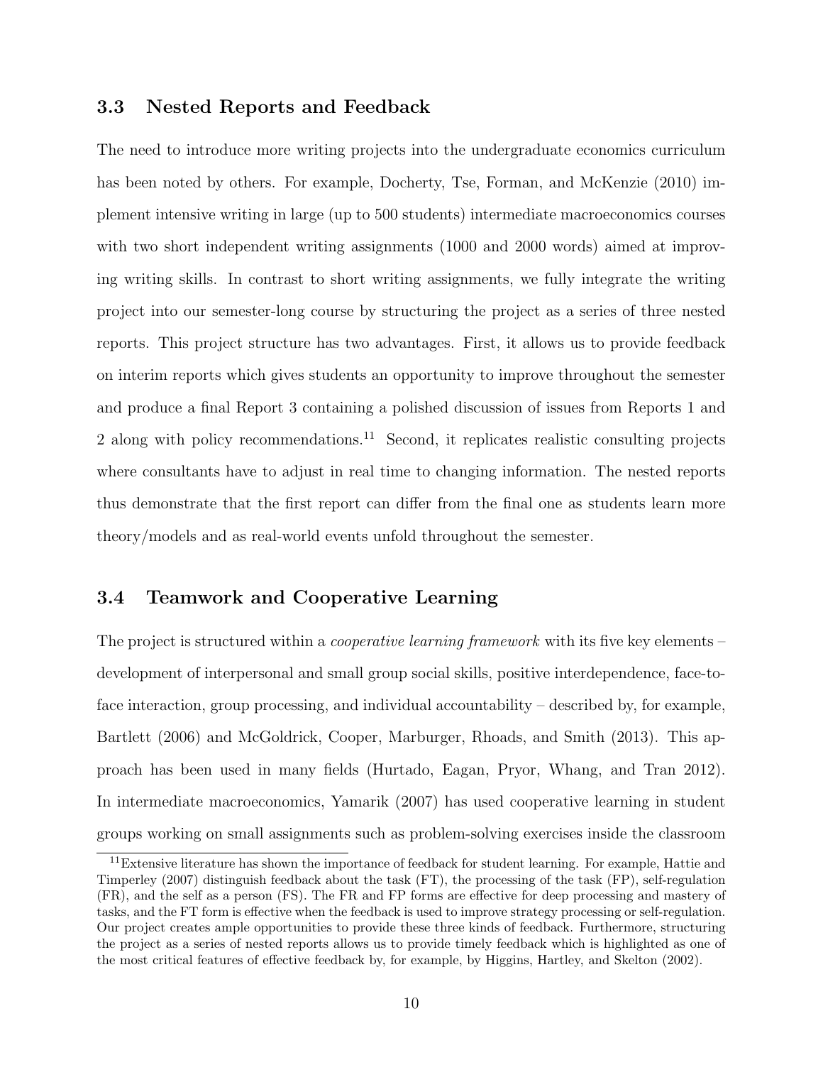### 3.3 Nested Reports and Feedback

The need to introduce more writing projects into the undergraduate economics curriculum has been noted by others. For example, Docherty, Tse, Forman, and McKenzie (2010) implement intensive writing in large (up to 500 students) intermediate macroeconomics courses with two short independent writing assignments (1000 and 2000 words) aimed at improving writing skills. In contrast to short writing assignments, we fully integrate the writing project into our semester-long course by structuring the project as a series of three nested reports. This project structure has two advantages. First, it allows us to provide feedback on interim reports which gives students an opportunity to improve throughout the semester and produce a final Report 3 containing a polished discussion of issues from Reports 1 and 2 along with policy recommendations.[11] Second, it replicates realistic consulting projects where consultants have to adjust in real time to changing information. The nested reports thus demonstrate that the first report can differ from the final one as students learn more theory/models and as real-world events unfold throughout the semester.

### 3.4 Teamwork and Cooperative Learning

The project is structured within a *cooperative learning framework* with its five key elements – development of interpersonal and small group social skills, positive interdependence, face-to-face interaction, group processing, and individual accountability – described by, for example, Bartlett (2006) and McGoldrick, Cooper, Marburger, Rhoads, and Smith (2013). This approach has been used in many fields (Hurtado, Eagan, Pryor, Whang, and Tran 2012). In intermediate macroeconomics, Yamarik (2007) has used cooperative learning in student groups working on small assignments such as problem-solving exercises inside the classroom

[11] Extensive literature has shown the importance of feedback for student learning. For example, Hattie and Timperley (2007) distinguish feedback about the task (FT), the processing of the task (FP), self-regulation (FR), and the self as a person (FS). The FR and FP forms are effective for deep processing and mastery of tasks, and the FT form is effective when the feedback is used to improve strategy processing or self-regulation. Our project creates ample opportunities to provide these three kinds of feedback. Furthermore, structuring the project as a series of nested reports allows us to provide timely feedback which is highlighted as one of the most critical features of effective feedback by, for example, by Higgins, Hartley, and Skelton (2002).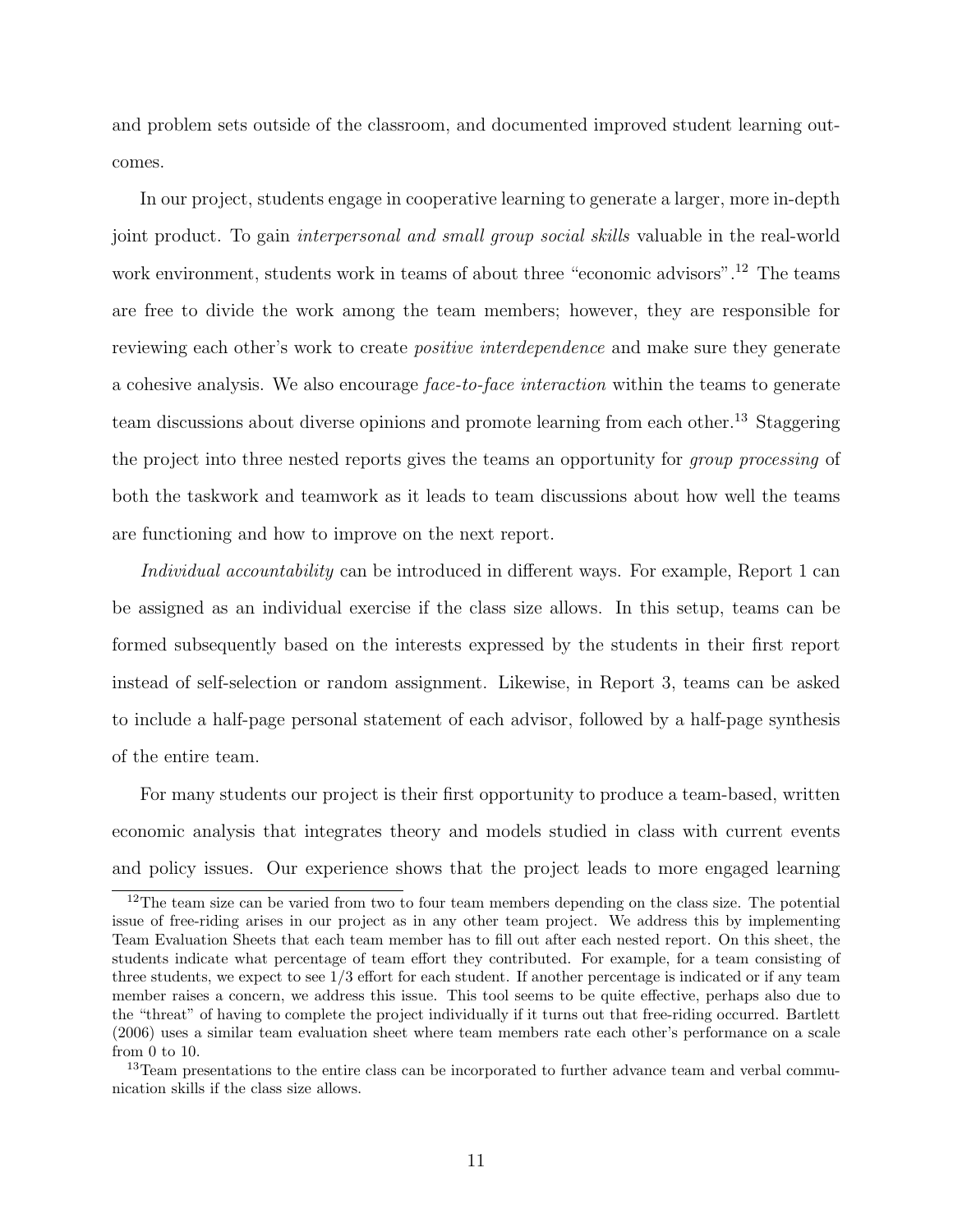and problem sets outside of the classroom, and documented improved student learning outcomes.

In our project, students engage in cooperative learning to generate a larger, more in-depth joint product. To gain *interpersonal and small group social skills* valuable in the real-world work environment, students work in teams of about three "economic advisors".[12] The teams are free to divide the work among the team members; however, they are responsible for reviewing each other's work to create *positive interdependence* and make sure they generate a cohesive analysis. We also encourage *face-to-face interaction* within the teams to generate team discussions about diverse opinions and promote learning from each other.[13] Staggering the project into three nested reports gives the teams an opportunity for *group processing* of both the taskwork and teamwork as it leads to team discussions about how well the teams are functioning and how to improve on the next report.

*Individual accountability* can be introduced in different ways. For example, Report 1 can be assigned as an individual exercise if the class size allows. In this setup, teams can be formed subsequently based on the interests expressed by the students in their first report instead of self-selection or random assignment. Likewise, in Report 3, teams can be asked to include a half-page personal statement of each advisor, followed by a half-page synthesis of the entire team.

For many students our project is their first opportunity to produce a team-based, written economic analysis that integrates theory and models studied in class with current events and policy issues. Our experience shows that the project leads to more engaged learning

---

[12] The team size can be varied from two to four team members depending on the class size. The potential issue of free-riding arises in our project as in any other team project. We address this by implementing Team Evaluation Sheets that each team member has to fill out after each nested report. On this sheet, the students indicate what percentage of team effort they contributed. For example, for a team consisting of three students, we expect to see 1/3 effort for each student. If another percentage is indicated or if any team member raises a concern, we address this issue. This tool seems to be quite effective, perhaps also due to the "threat" of having to complete the project individually if it turns out that free-riding occurred. Bartlett (2006) uses a similar team evaluation sheet where team members rate each other's performance on a scale from 0 to 10.

[13] Team presentations to the entire class can be incorporated to further advance team and verbal communication skills if the class size allows.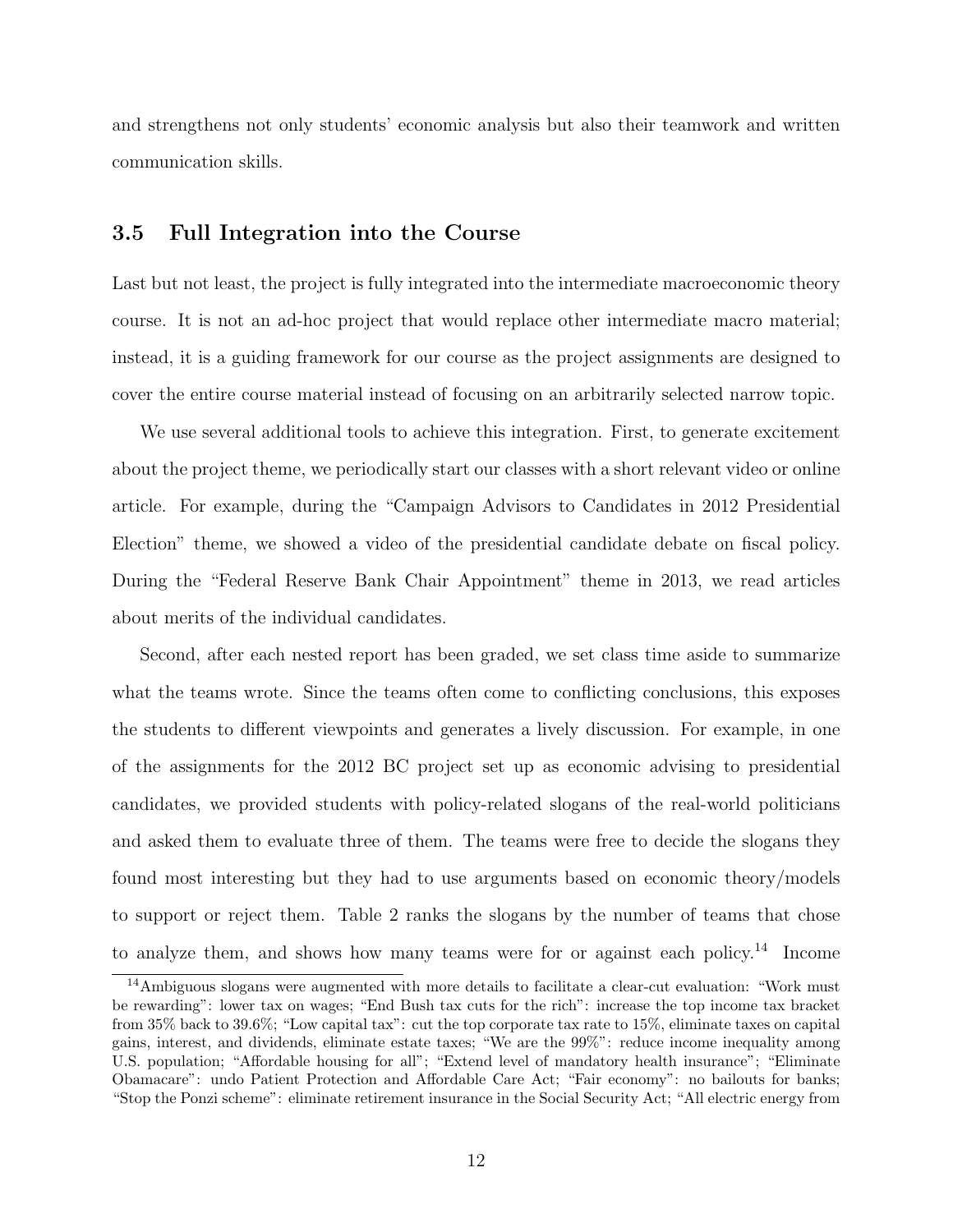and strengthens not only students' economic analysis but also their teamwork and written communication skills.

### 3.5 Full Integration into the Course

Last but not least, the project is fully integrated into the intermediate macroeconomic theory course. It is not an ad-hoc project that would replace other intermediate macro material; instead, it is a guiding framework for our course as the project assignments are designed to cover the entire course material instead of focusing on an arbitrarily selected narrow topic.

We use several additional tools to achieve this integration. First, to generate excitement about the project theme, we periodically start our classes with a short relevant video or online article. For example, during the "Campaign Advisors to Candidates in 2012 Presidential Election" theme, we showed a video of the presidential candidate debate on fiscal policy. During the "Federal Reserve Bank Chair Appointment" theme in 2013, we read articles about merits of the individual candidates.

Second, after each nested report has been graded, we set class time aside to summarize what the teams wrote. Since the teams often come to conflicting conclusions, this exposes the students to different viewpoints and generates a lively discussion. For example, in one of the assignments for the 2012 BC project set up as economic advising to presidential candidates, we provided students with policy-related slogans of the real-world politicians and asked them to evaluate three of them. The teams were free to decide the slogans they found most interesting but they had to use arguments based on economic theory/models to support or reject them. Table 2 ranks the slogans by the number of teams that chose to analyze them, and shows how many teams were for or against each policy.[14] Income

[14] Ambiguous slogans were augmented with more details to facilitate a clear-cut evaluation: "Work must be rewarding": lower tax on wages; "End Bush tax cuts for the rich": increase the top income tax bracket from 35% back to 39.6%; "Low capital tax": cut the top corporate tax rate to 15%, eliminate taxes on capital gains, interest, and dividends, eliminate estate taxes; "We are the 99%": reduce income inequality among U.S. population; "Affordable housing for all"; "Extend level of mandatory health insurance"; "Eliminate Obamacare": undo Patient Protection and Affordable Care Act; "Fair economy": no bailouts for banks; "Stop the Ponzi scheme": eliminate retirement insurance in the Social Security Act; "All electric energy from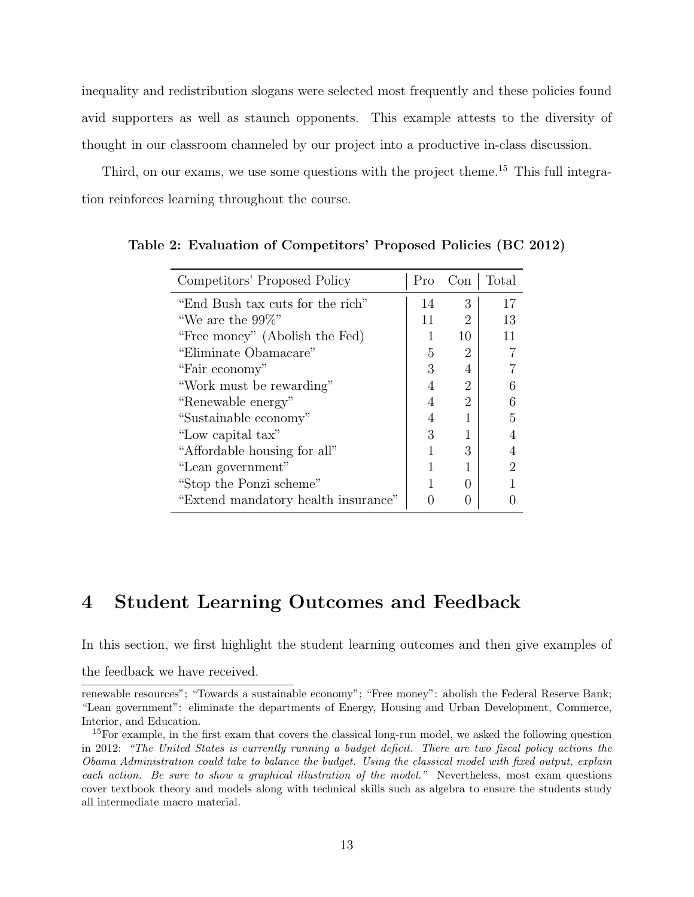inequality and redistribution slogans were selected most frequently and these policies found avid supporters as well as staunch opponents. This example attests to the diversity of thought in our classroom channeled by our project into a productive in-class discussion.

Third, on our exams, we use some questions with the project theme.[15] This full integration reinforces learning throughout the course.

**Table 2: Evaluation of Competitors' Proposed Policies (BC 2012)**

| Competitors' Proposed Policy | Pro | Con | Total |
|---|---|---|---|
| "End Bush tax cuts for the rich" | 14 | 3 | 17 |
| "We are the 99%" | 11 | 2 | 13 |
| "Free money" (Abolish the Fed) | 1 | 10 | 11 |
| "Eliminate Obamacare" | 5 | 2 | 7 |
| "Fair economy" | 3 | 4 | 7 |
| "Work must be rewarding" | 4 | 2 | 6 |
| "Renewable energy" | 4 | 2 | 6 |
| "Sustainable economy" | 4 | 1 | 5 |
| "Low capital tax" | 3 | 1 | 4 |
| "Affordable housing for all" | 1 | 3 | 4 |
| "Lean government" | 1 | 1 | 2 |
| "Stop the Ponzi scheme" | 1 | 0 | 1 |
| "Extend mandatory health insurance" | 0 | 0 | 0 |

# 4 Student Learning Outcomes and Feedback

In this section, we first highlight the student learning outcomes and then give examples of the feedback we have received.

renewable resources"; "Towards a sustainable economy"; "Free money": abolish the Federal Reserve Bank; "Lean government": eliminate the departments of Energy, Housing and Urban Development, Commerce, Interior, and Education.

[15] For example, in the first exam that covers the classical long-run model, we asked the following question in 2012: *"The United States is currently running a budget deficit. There are two fiscal policy actions the Obama Administration could take to balance the budget. Using the classical model with fixed output, explain each action. Be sure to show a graphical illustration of the model."* Nevertheless, most exam questions cover textbook theory and models along with technical skills such as algebra to ensure the students study all intermediate macro material.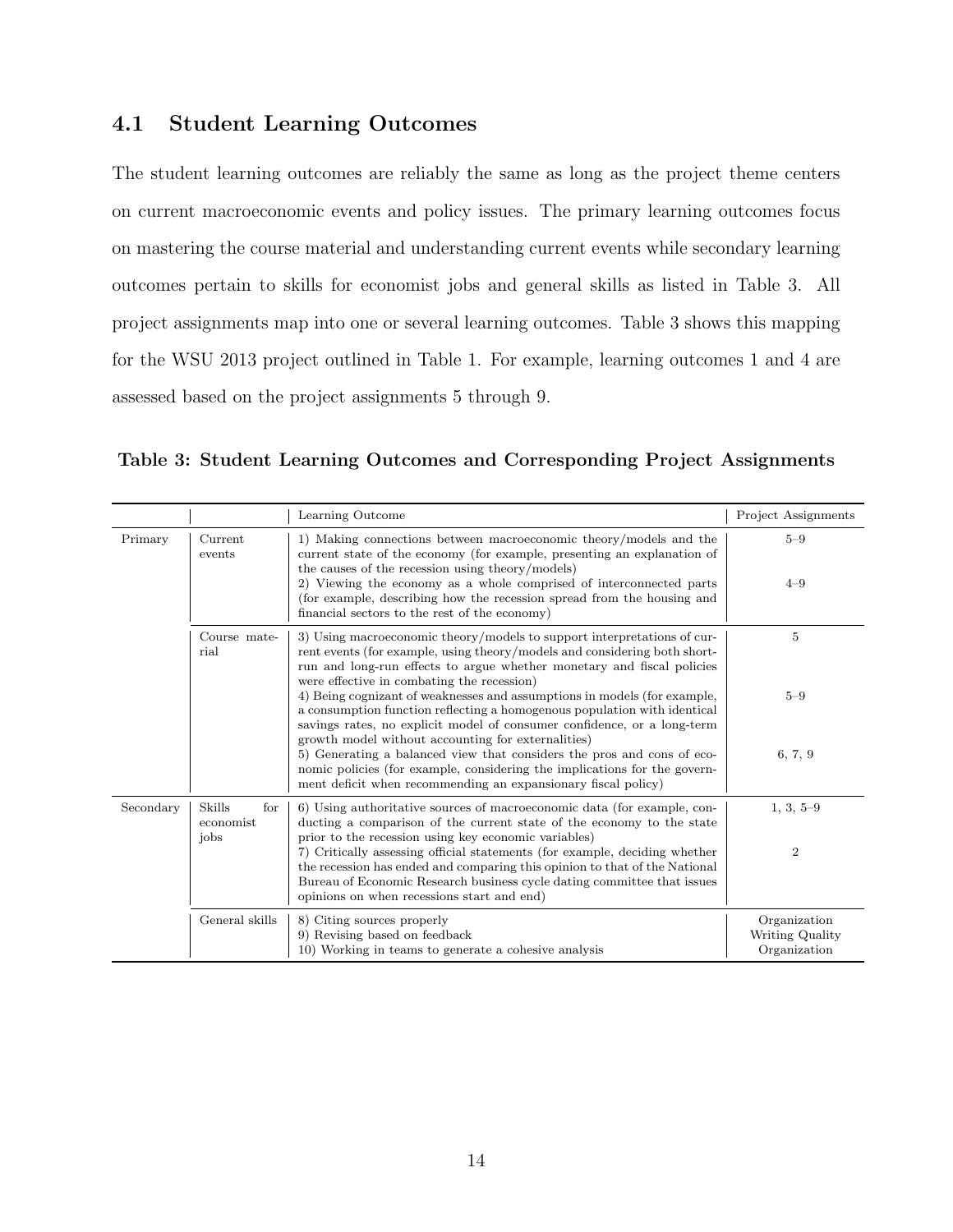## 4.1 Student Learning Outcomes

The student learning outcomes are reliably the same as long as the project theme centers on current macroeconomic events and policy issues. The primary learning outcomes focus on mastering the course material and understanding current events while secondary learning outcomes pertain to skills for economist jobs and general skills as listed in Table 3. All project assignments map into one or several learning outcomes. Table 3 shows this mapping for the WSU 2013 project outlined in Table 1. For example, learning outcomes 1 and 4 are assessed based on the project assignments 5 through 9.

**Table 3: Student Learning Outcomes and Corresponding Project Assignments**

| | | Learning Outcome | Project Assignments |
|---|---|---|---|
| Primary | Current events | 1) Making connections between macroeconomic theory/models and the current state of the economy (for example, presenting an explanation of the causes of the recession using theory/models) | 5–9 |
| | | 2) Viewing the economy as a whole comprised of interconnected parts (for example, describing how the recession spread from the housing and financial sectors to the rest of the economy) | 4–9 |
| | Course material | 3) Using macroeconomic theory/models to support interpretations of current events (for example, using theory/models and considering both short-run and long-run effects to argue whether monetary and fiscal policies were effective in combating the recession) | 5 |
| | | 4) Being cognizant of weaknesses and assumptions in models (for example, a consumption function reflecting a homogenous population with identical savings rates, no explicit model of consumer confidence, or a long-term growth model without accounting for externalities) | 5–9 |
| | | 5) Generating a balanced view that considers the pros and cons of economic policies (for example, considering the implications for the government deficit when recommending an expansionary fiscal policy) | 6, 7, 9 |
| Secondary | Skills for economist jobs | 6) Using authoritative sources of macroeconomic data (for example, conducting a comparison of the current state of the economy to the state prior to the recession using key economic variables) | 1, 3, 5–9 |
| | | 7) Critically assessing official statements (for example, deciding whether the recession has ended and comparing this opinion to that of the National Bureau of Economic Research business cycle dating committee that issues opinions on when recessions start and end) | 2 |
| | General skills | 8) Citing sources properly | Organization |
| | | 9) Revising based on feedback | Writing Quality |
| | | 10) Working in teams to generate a cohesive analysis | Organization |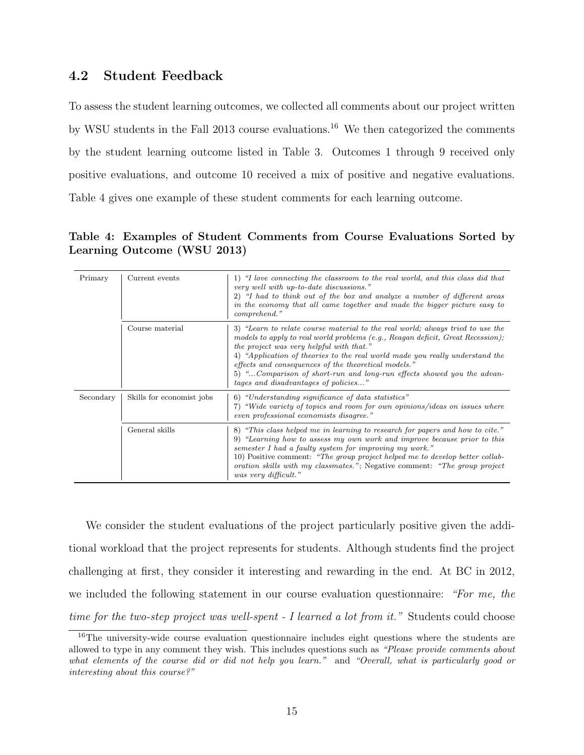## 4.2 Student Feedback

To assess the student learning outcomes, we collected all comments about our project written by WSU students in the Fall 2013 course evaluations.[16] We then categorized the comments by the student learning outcome listed in Table 3. Outcomes 1 through 9 received only positive evaluations, and outcome 10 received a mix of positive and negative evaluations. Table 4 gives one example of these student comments for each learning outcome.

**Table 4: Examples of Student Comments from Course Evaluations Sorted by Learning Outcome (WSU 2013)**

| | | |
|---|---|---|
| Primary | Current events | 1) *"I love connecting the classroom to the real world, and this class did that very well with up-to-date discussions."*<br>2) *"I had to think out of the box and analyze a number of different areas in the economy that all came together and made the bigger picture easy to comprehend."* |
| | Course material | 3) *"Learn to relate course material to the real world; always tried to use the models to apply to real world problems (e.g., Reagan deficit, Great Recession); the project was very helpful with that."*<br>4) *"Application of theories to the real world made you really understand the effects and consequences of the theoretical models."*<br>5) *"...Comparison of short-run and long-run effects showed you the advantages and disadvantages of policies..."* |
| Secondary | Skills for economist jobs | 6) *"Understanding significance of data statistics"*<br>7) *"Wide variety of topics and room for own opinions/ideas on issues where even professional economists disagree."* |
| | General skills | 8) *"This class helped me in learning to research for papers and how to cite."*<br>9) *"Learning how to assess my own work and improve because prior to this semester I had a faulty system for improving my work."*<br>10) Positive comment: *"The group project helped me to develop better collaboration skills with my classmates."*; Negative comment: *"The group project was very difficult."* |

We consider the student evaluations of the project particularly positive given the additional workload that the project represents for students. Although students find the project challenging at first, they consider it interesting and rewarding in the end. At BC in 2012, we included the following statement in our course evaluation questionnaire: *"For me, the time for the two-step project was well-spent - I learned a lot from it."* Students could choose

[16] The university-wide course evaluation questionnaire includes eight questions where the students are allowed to type in any comment they wish. This includes questions such as *"Please provide comments about what elements of the course did or did not help you learn."* and *"Overall, what is particularly good or interesting about this course?"*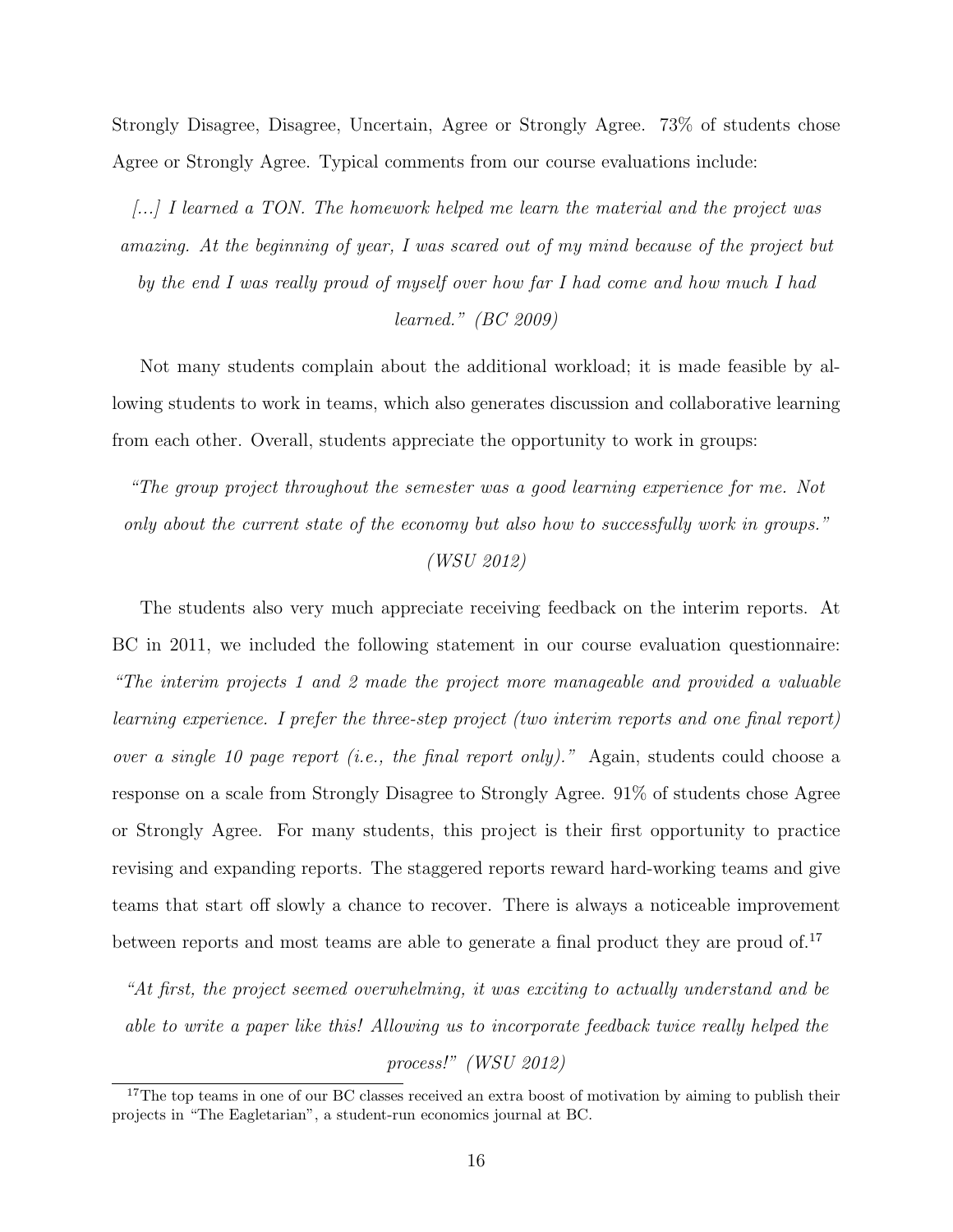Strongly Disagree, Disagree, Uncertain, Agree or Strongly Agree. 73% of students chose Agree or Strongly Agree. Typical comments from our course evaluations include:

> *[...] I learned a TON. The homework helped me learn the material and the project was amazing. At the beginning of year, I was scared out of my mind because of the project but by the end I was really proud of myself over how far I had come and how much I had learned." (BC 2009)*

Not many students complain about the additional workload; it is made feasible by allowing students to work in teams, which also generates discussion and collaborative learning from each other. Overall, students appreciate the opportunity to work in groups:

> *"The group project throughout the semester was a good learning experience for me. Not only about the current state of the economy but also how to successfully work in groups." (WSU 2012)*

The students also very much appreciate receiving feedback on the interim reports. At BC in 2011, we included the following statement in our course evaluation questionnaire: *"The interim projects 1 and 2 made the project more manageable and provided a valuable learning experience. I prefer the three-step project (two interim reports and one final report) over a single 10 page report (i.e., the final report only)."* Again, students could choose a response on a scale from Strongly Disagree to Strongly Agree. 91% of students chose Agree or Strongly Agree. For many students, this project is their first opportunity to practice revising and expanding reports. The staggered reports reward hard-working teams and give teams that start off slowly a chance to recover. There is always a noticeable improvement between reports and most teams are able to generate a final product they are proud of.[17]

> *"At first, the project seemed overwhelming, it was exciting to actually understand and be able to write a paper like this! Allowing us to incorporate feedback twice really helped the process!" (WSU 2012)*

[17] The top teams in one of our BC classes received an extra boost of motivation by aiming to publish their projects in "The Eagletarian", a student-run economics journal at BC.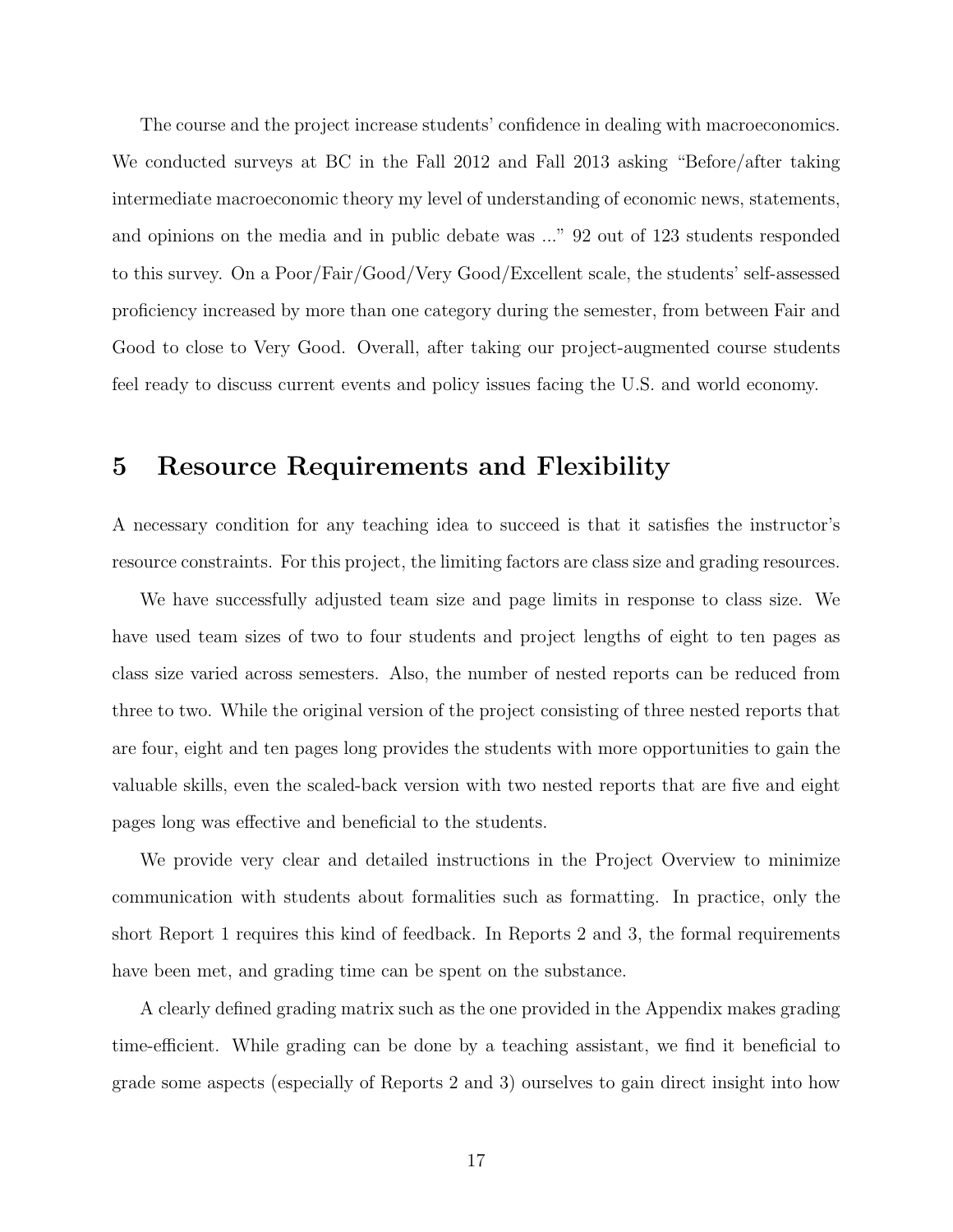The course and the project increase students' confidence in dealing with macroeconomics. We conducted surveys at BC in the Fall 2012 and Fall 2013 asking "Before/after taking intermediate macroeconomic theory my level of understanding of economic news, statements, and opinions on the media and in public debate was ..." 92 out of 123 students responded to this survey. On a Poor/Fair/Good/Very Good/Excellent scale, the students' self-assessed proficiency increased by more than one category during the semester, from between Fair and Good to close to Very Good. Overall, after taking our project-augmented course students feel ready to discuss current events and policy issues facing the U.S. and world economy.

# 5 Resource Requirements and Flexibility

A necessary condition for any teaching idea to succeed is that it satisfies the instructor's resource constraints. For this project, the limiting factors are class size and grading resources.

We have successfully adjusted team size and page limits in response to class size. We have used team sizes of two to four students and project lengths of eight to ten pages as class size varied across semesters. Also, the number of nested reports can be reduced from three to two. While the original version of the project consisting of three nested reports that are four, eight and ten pages long provides the students with more opportunities to gain the valuable skills, even the scaled-back version with two nested reports that are five and eight pages long was effective and beneficial to the students.

We provide very clear and detailed instructions in the Project Overview to minimize communication with students about formalities such as formatting. In practice, only the short Report 1 requires this kind of feedback. In Reports 2 and 3, the formal requirements have been met, and grading time can be spent on the substance.

A clearly defined grading matrix such as the one provided in the Appendix makes grading time-efficient. While grading can be done by a teaching assistant, we find it beneficial to grade some aspects (especially of Reports 2 and 3) ourselves to gain direct insight into how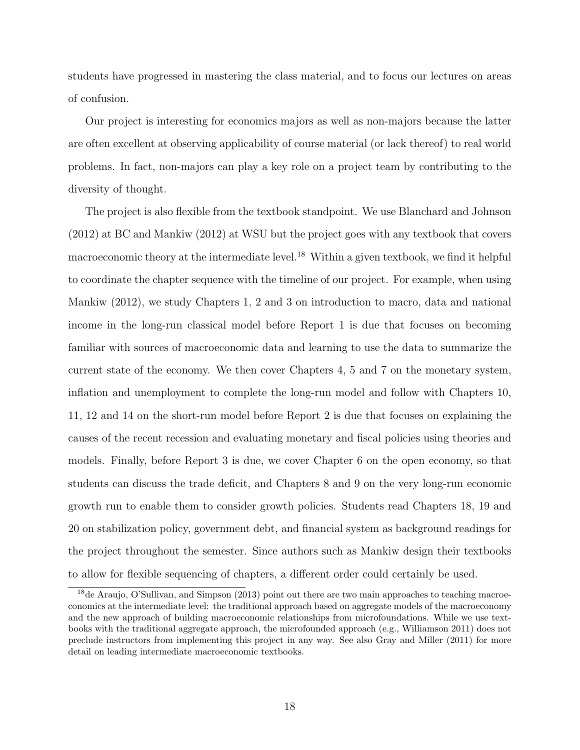students have progressed in mastering the class material, and to focus our lectures on areas of confusion.

Our project is interesting for economics majors as well as non-majors because the latter are often excellent at observing applicability of course material (or lack thereof) to real world problems. In fact, non-majors can play a key role on a project team by contributing to the diversity of thought.

The project is also flexible from the textbook standpoint. We use Blanchard and Johnson (2012) at BC and Mankiw (2012) at WSU but the project goes with any textbook that covers macroeconomic theory at the intermediate level.[18] Within a given textbook, we find it helpful to coordinate the chapter sequence with the timeline of our project. For example, when using Mankiw (2012), we study Chapters 1, 2 and 3 on introduction to macro, data and national income in the long-run classical model before Report 1 is due that focuses on becoming familiar with sources of macroeconomic data and learning to use the data to summarize the current state of the economy. We then cover Chapters 4, 5 and 7 on the monetary system, inflation and unemployment to complete the long-run model and follow with Chapters 10, 11, 12 and 14 on the short-run model before Report 2 is due that focuses on explaining the causes of the recent recession and evaluating monetary and fiscal policies using theories and models. Finally, before Report 3 is due, we cover Chapter 6 on the open economy, so that students can discuss the trade deficit, and Chapters 8 and 9 on the very long-run economic growth run to enable them to consider growth policies. Students read Chapters 18, 19 and 20 on stabilization policy, government debt, and financial system as background readings for the project throughout the semester. Since authors such as Mankiw design their textbooks to allow for flexible sequencing of chapters, a different order could certainly be used.

[18] de Araujo, O'Sullivan, and Simpson (2013) point out there are two main approaches to teaching macroeconomics at the intermediate level: the traditional approach based on aggregate models of the macroeconomy and the new approach of building macroeconomic relationships from microfoundations. While we use textbooks with the traditional aggregate approach, the microfounded approach (e.g., Williamson 2011) does not preclude instructors from implementing this project in any way. See also Gray and Miller (2011) for more detail on leading intermediate macroeconomic textbooks.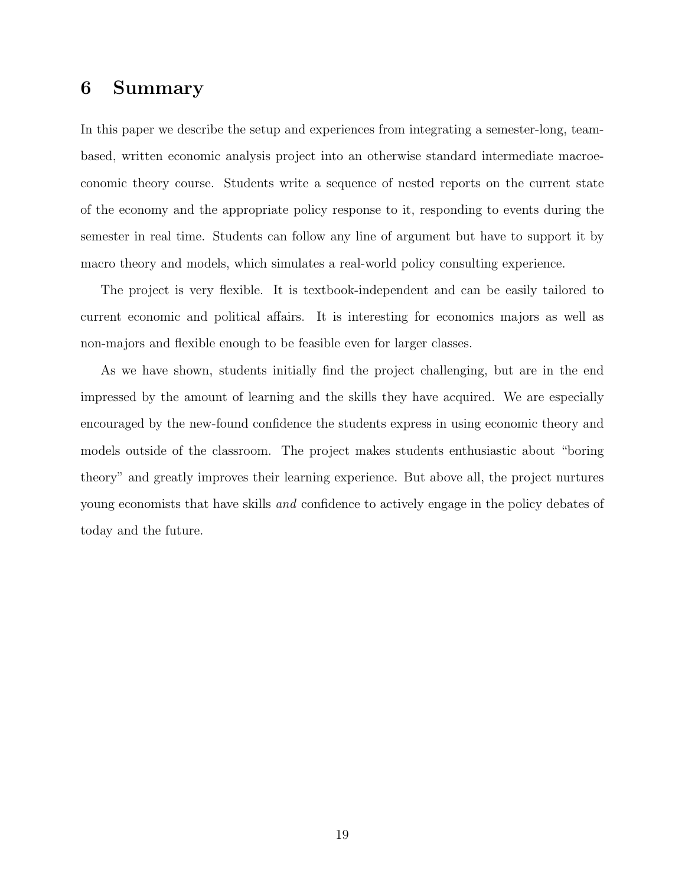## 6 Summary

In this paper we describe the setup and experiences from integrating a semester-long, team-based, written economic analysis project into an otherwise standard intermediate macroeconomic theory course. Students write a sequence of nested reports on the current state of the economy and the appropriate policy response to it, responding to events during the semester in real time. Students can follow any line of argument but have to support it by macro theory and models, which simulates a real-world policy consulting experience.

The project is very flexible. It is textbook-independent and can be easily tailored to current economic and political affairs. It is interesting for economics majors as well as non-majors and flexible enough to be feasible even for larger classes.

As we have shown, students initially find the project challenging, but are in the end impressed by the amount of learning and the skills they have acquired. We are especially encouraged by the new-found confidence the students express in using economic theory and models outside of the classroom. The project makes students enthusiastic about "boring theory" and greatly improves their learning experience. But above all, the project nurtures young economists that have skills *and* confidence to actively engage in the policy debates of today and the future.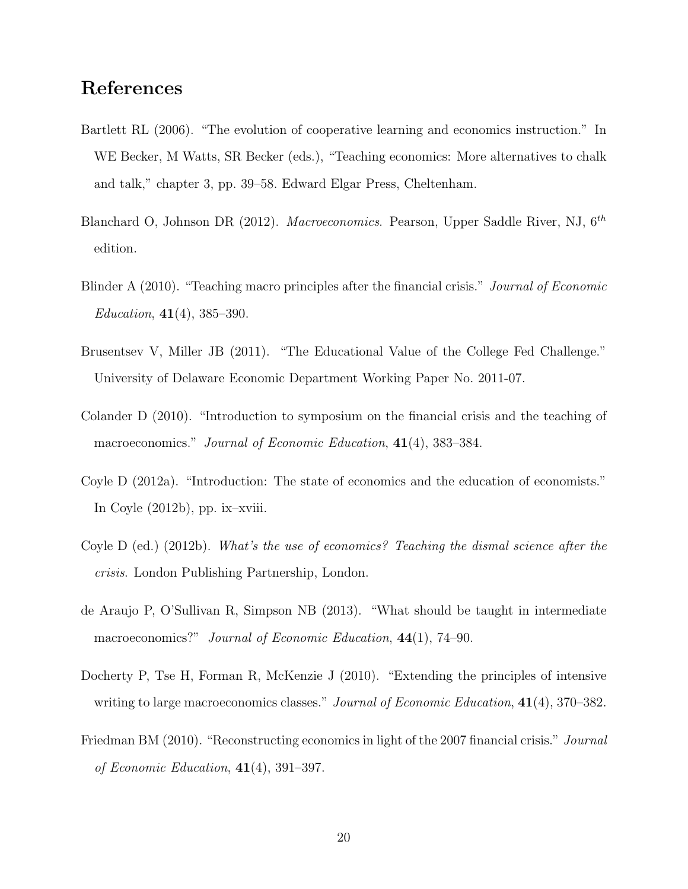# References

Bartlett RL (2006). "The evolution of cooperative learning and economics instruction." In WE Becker, M Watts, SR Becker (eds.), "Teaching economics: More alternatives to chalk and talk," chapter 3, pp. 39–58. Edward Elgar Press, Cheltenham.

Blanchard O, Johnson DR (2012). *Macroeconomics*. Pearson, Upper Saddle River, NJ, $6^{th}$ edition.

Blinder A (2010). "Teaching macro principles after the financial crisis." *Journal of Economic Education*, **41**(4), 385–390.

Brusentsev V, Miller JB (2011). "The Educational Value of the College Fed Challenge." University of Delaware Economic Department Working Paper No. 2011-07.

Colander D (2010). "Introduction to symposium on the financial crisis and the teaching of macroeconomics." *Journal of Economic Education*, **41**(4), 383–384.

Coyle D (2012a). "Introduction: The state of economics and the education of economists." In Coyle (2012b), pp. ix–xviii.

Coyle D (ed.) (2012b). *What's the use of economics? Teaching the dismal science after the crisis*. London Publishing Partnership, London.

de Araujo P, O'Sullivan R, Simpson NB (2013). "What should be taught in intermediate macroeconomics?" *Journal of Economic Education*, **44**(1), 74–90.

Docherty P, Tse H, Forman R, McKenzie J (2010). "Extending the principles of intensive writing to large macroeconomics classes." *Journal of Economic Education*, **41**(4), 370–382.

Friedman BM (2010). "Reconstructing economics in light of the 2007 financial crisis." *Journal of Economic Education*, **41**(4), 391–397.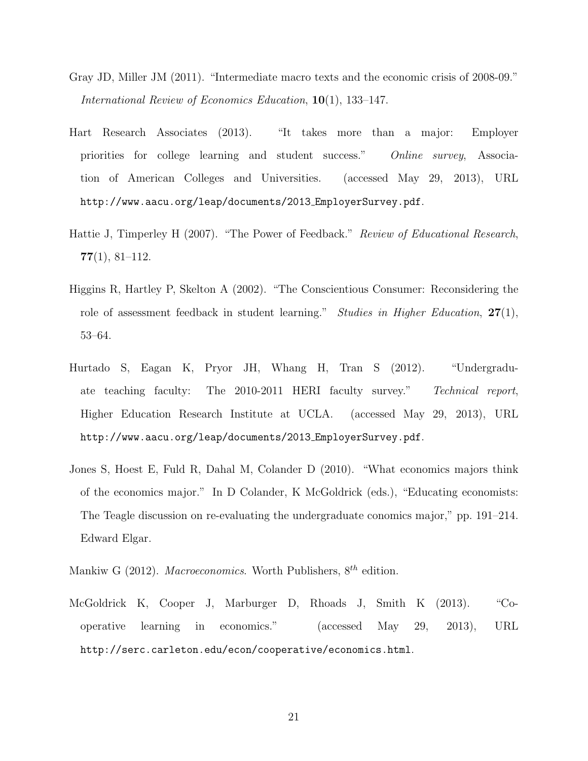Gray JD, Miller JM (2011). "Intermediate macro texts and the economic crisis of 2008-09." *International Review of Economics Education*, **10**(1), 133–147.

Hart Research Associates (2013). "It takes more than a major: Employer priorities for college learning and student success." *Online survey*, Association of American Colleges and Universities. (accessed May 29, 2013), URL `http://www.aacu.org/leap/documents/2013_EmployerSurvey.pdf`.

Hattie J, Timperley H (2007). "The Power of Feedback." *Review of Educational Research*, **77**(1), 81–112.

Higgins R, Hartley P, Skelton A (2002). "The Conscientious Consumer: Reconsidering the role of assessment feedback in student learning." *Studies in Higher Education*, **27**(1), 53–64.

Hurtado S, Eagan K, Pryor JH, Whang H, Tran S (2012). "Undergraduate teaching faculty: The 2010-2011 HERI faculty survey." *Technical report*, Higher Education Research Institute at UCLA. (accessed May 29, 2013), URL `http://www.aacu.org/leap/documents/2013_EmployerSurvey.pdf`.

Jones S, Hoest E, Fuld R, Dahal M, Colander D (2010). "What economics majors think of the economics major." In D Colander, K McGoldrick (eds.), "Educating economists: The Teagle discussion on re-evaluating the undergraduate conomics major," pp. 191–214. Edward Elgar.

Mankiw G (2012). *Macroeconomics*. Worth Publishers, $8^{th}$ edition.

McGoldrick K, Cooper J, Marburger D, Rhoads J, Smith K (2013). "Cooperative learning in economics." (accessed May 29, 2013), URL `http://serc.carleton.edu/econ/cooperative/economics.html`.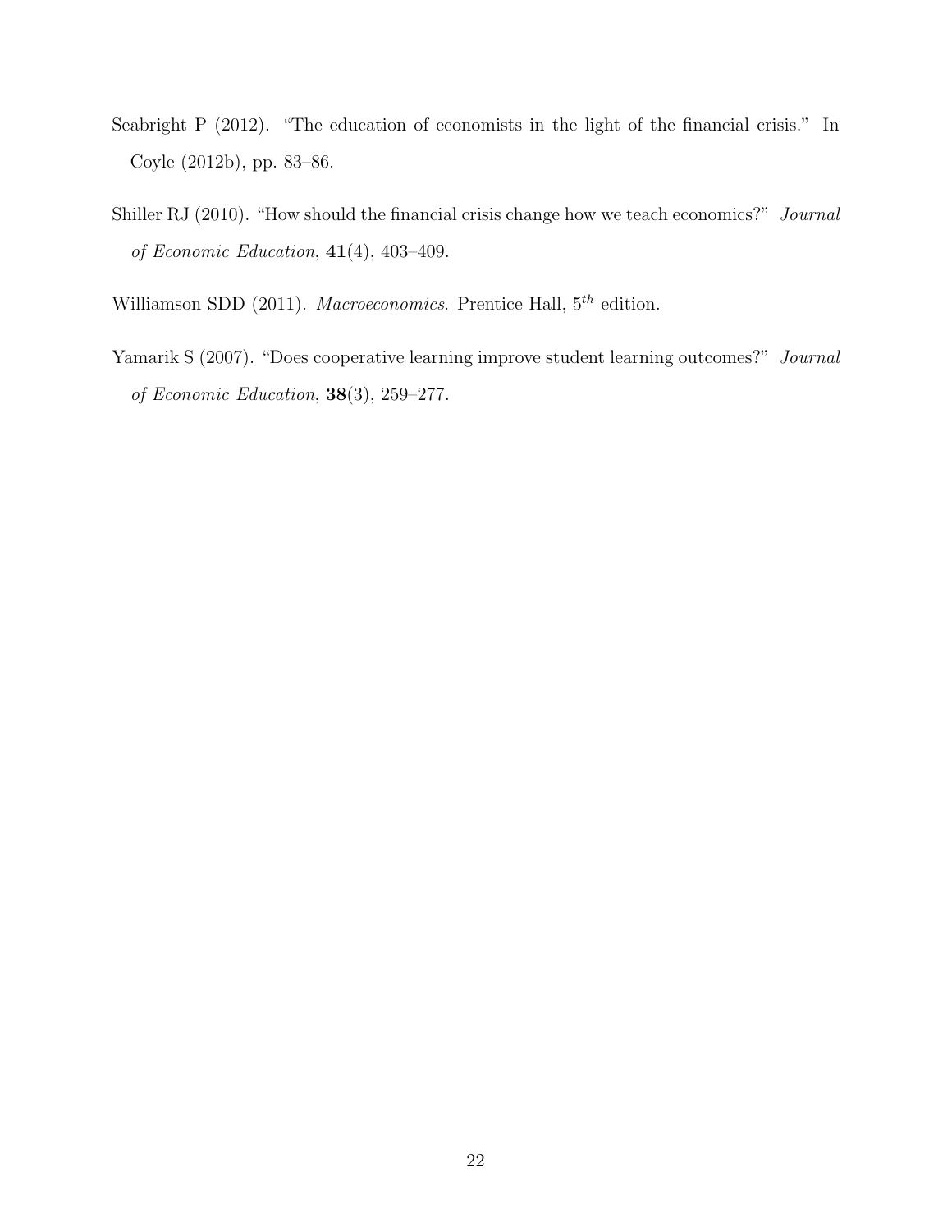Seabright P (2012). "The education of economists in the light of the financial crisis." In Coyle (2012b), pp. 83–86.

Shiller RJ (2010). "How should the financial crisis change how we teach economics?" *Journal of Economic Education*, **41**(4), 403–409.

Williamson SDD (2011). *Macroeconomics*. Prentice Hall, $5^{th}$ edition.

Yamarik S (2007). "Does cooperative learning improve student learning outcomes?" *Journal of Economic Education*, **38**(3), 259–277.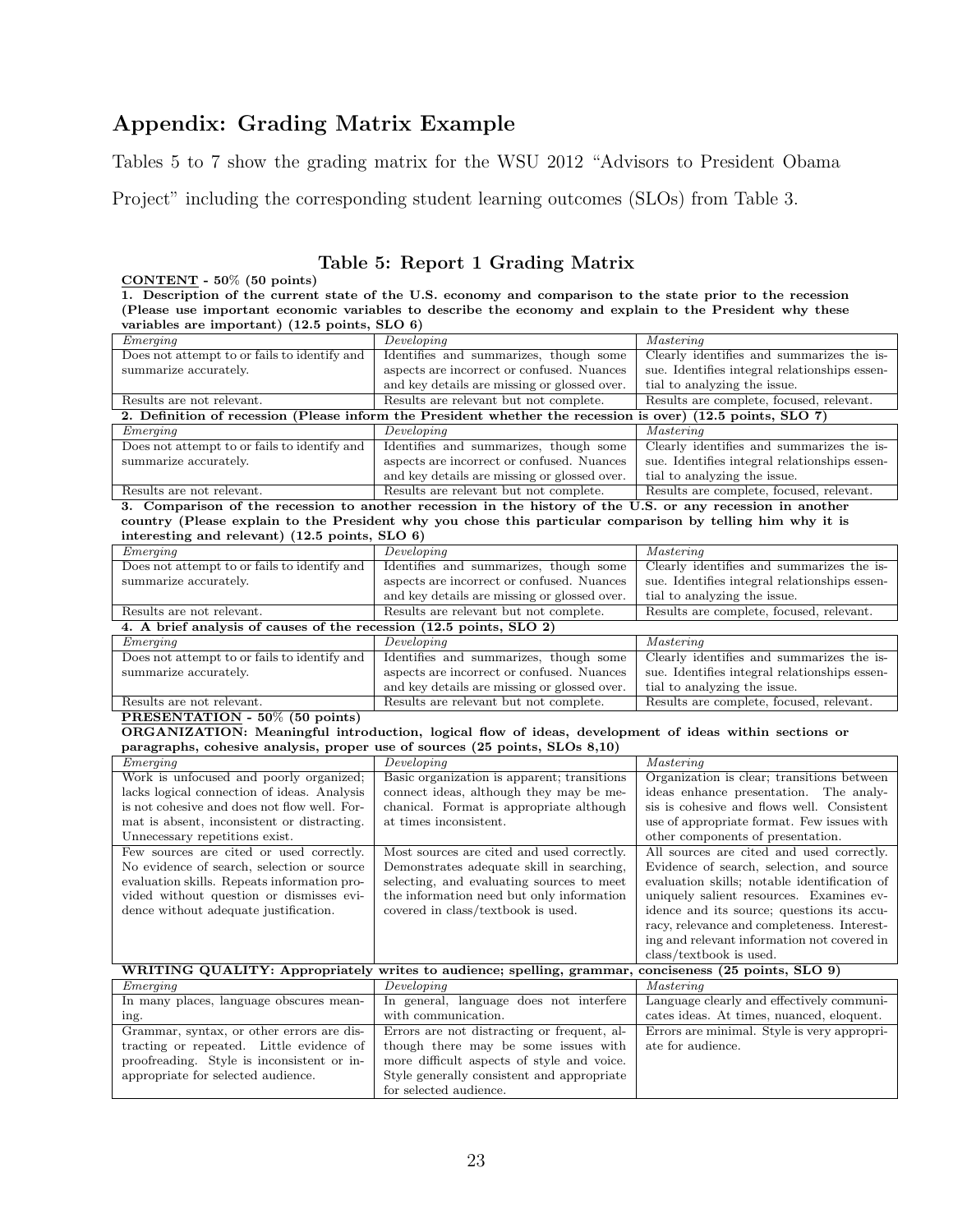## Appendix: Grading Matrix Example

Tables 5 to 7 show the grading matrix for the WSU 2012 "Advisors to President Obama Project" including the corresponding student learning outcomes (SLOs) from Table 3.

**Table 5: Report 1 Grading Matrix**

**CONTENT - 50% (50 points)**

**1. Description of the current state of the U.S. economy and comparison to the state prior to the recession (Please use important economic variables to describe the economy and explain to the President why these variables are important) (12.5 points, SLO 6)**

| *Emerging* | *Developing* | *Mastering* |
|---|---|---|
| Does not attempt to or fails to identify and summarize accurately. | Identifies and summarizes, though some aspects are incorrect or confused. Nuances and key details are missing or glossed over. | Clearly identifies and summarizes the issue. Identifies integral relationships essential to analyzing the issue. |
| Results are not relevant. | Results are relevant but not complete. | Results are complete, focused, relevant. |

**2. Definition of recession (Please inform the President whether the recession is over) (12.5 points, SLO 7)**

| *Emerging* | *Developing* | *Mastering* |
|---|---|---|
| Does not attempt to or fails to identify and summarize accurately. | Identifies and summarizes, though some aspects are incorrect or confused. Nuances and key details are missing or glossed over. | Clearly identifies and summarizes the issue. Identifies integral relationships essential to analyzing the issue. |
| Results are not relevant. | Results are relevant but not complete. | Results are complete, focused, relevant. |

**3. Comparison of the recession to another recession in the history of the U.S. or any recession in another country (Please explain to the President why you chose this particular comparison by telling him why it is interesting and relevant) (12.5 points, SLO 6)**

| *Emerging* | *Developing* | *Mastering* |
|---|---|---|
| Does not attempt to or fails to identify and summarize accurately. | Identifies and summarizes, though some aspects are incorrect or confused. Nuances and key details are missing or glossed over. | Clearly identifies and summarizes the issue. Identifies integral relationships essential to analyzing the issue. |
| Results are not relevant. | Results are relevant but not complete. | Results are complete, focused, relevant. |

**4. A brief analysis of causes of the recession (12.5 points, SLO 2)**

| *Emerging* | *Developing* | *Mastering* |
|---|---|---|
| Does not attempt to or fails to identify and summarize accurately. | Identifies and summarizes, though some aspects are incorrect or confused. Nuances and key details are missing or glossed over. | Clearly identifies and summarizes the issue. Identifies integral relationships essential to analyzing the issue. |
| Results are not relevant. | Results are relevant but not complete. | Results are complete, focused, relevant. |

**PRESENTATION - 50% (50 points)**

**ORGANIZATION: Meaningful introduction, logical flow of ideas, development of ideas within sections or paragraphs, cohesive analysis, proper use of sources (25 points, SLOs 8,10)**

| *Emerging* | *Developing* | *Mastering* |
|---|---|---|
| Work is unfocused and poorly organized; lacks logical connection of ideas. Analysis is not cohesive and does not flow well. Format is absent, inconsistent or distracting. Unnecessary repetitions exist. | Basic organization is apparent; transitions connect ideas, although they may be mechanical. Format is appropriate although at times inconsistent. | Organization is clear; transitions between ideas enhance presentation. The analysis is cohesive and flows well. Consistent use of appropriate format. Few issues with other components of presentation. |
| Few sources are cited or used correctly. No evidence of search, selection or source evaluation skills. Repeats information provided without question or dismisses evidence without adequate justification. | Most sources are cited and used correctly. Demonstrates adequate skill in searching, selecting, and evaluating sources to meet the information need but only information covered in class/textbook is used. | All sources are cited and used correctly. Evidence of search, selection, and source evaluation skills; notable identification of uniquely salient resources. Examines evidence and its source; questions its accuracy, relevance and completeness. Interesting and relevant information not covered in class/textbook is used. |

**WRITING QUALITY: Appropriately writes to audience; spelling, grammar, conciseness (25 points, SLO 9)**

| *Emerging* | *Developing* | *Mastering* |
|---|---|---|
| In many places, language obscures meaning. | In general, language does not interfere with communication. | Language clearly and effectively communicates ideas. At times, nuanced, eloquent. |
| Grammar, syntax, or other errors are distracting or repeated. Little evidence of proofreading. Style is inconsistent or inappropriate for selected audience. | Errors are not distracting or frequent, although there may be some issues with more difficult aspects of style and voice. Style generally consistent and appropriate for selected audience. | Errors are minimal. Style is very appropriate for audience. |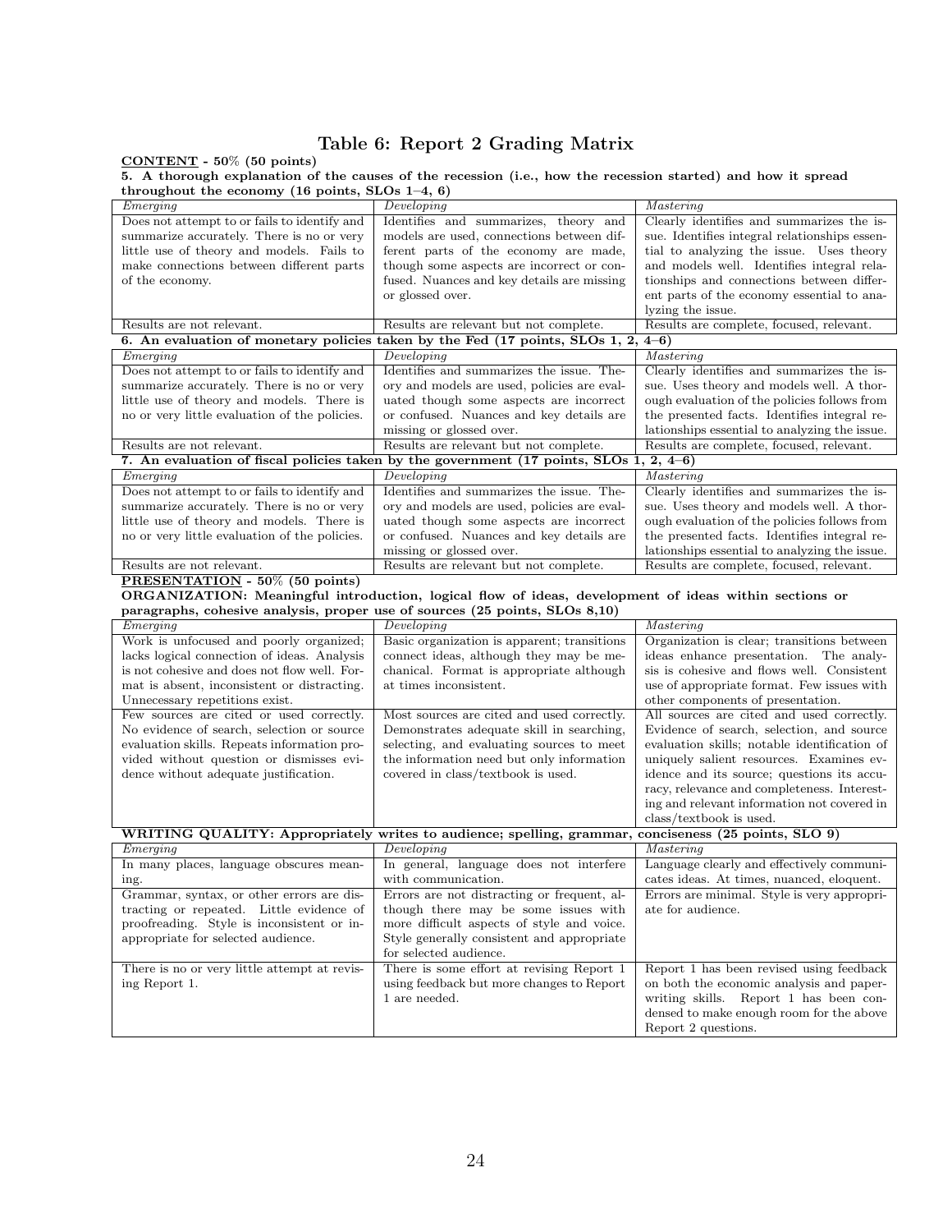# Table 6: Report 2 Grading Matrix

**CONTENT - 50% (50 points)**

**5. A thorough explanation of the causes of the recession (i.e., how the recession started) and how it spread throughout the economy (16 points, SLOs 1–4, 6)**

| *Emerging* | *Developing* | *Mastering* |
|---|---|---|
| Does not attempt to or fails to identify and summarize accurately. There is no or very little use of theory and models. Fails to make connections between different parts of the economy. | Identifies and summarizes, theory and models are used, connections between different parts of the economy are made, though some aspects are incorrect or confused. Nuances and key details are missing or glossed over. | Clearly identifies and summarizes the issue. Identifies integral relationships essential to analyzing the issue. Uses theory and models well. Identifies integral relationships and connections between different parts of the economy essential to analyzing the issue. |
| Results are not relevant. | Results are relevant but not complete. | Results are complete, focused, relevant. |

**6. An evaluation of monetary policies taken by the Fed (17 points, SLOs 1, 2, 4–6)**

| *Emerging* | *Developing* | *Mastering* |
|---|---|---|
| Does not attempt to or fails to identify and summarize accurately. There is no or very little use of theory and models. There is no or very little evaluation of the policies. | Identifies and summarizes the issue. Theory and models are used, policies are evaluated though some aspects are incorrect or confused. Nuances and key details are missing or glossed over. | Clearly identifies and summarizes the issue. Uses theory and models well. A thorough evaluation of the policies follows from the presented facts. Identifies integral relationships essential to analyzing the issue. |
| Results are not relevant. | Results are relevant but not complete. | Results are complete, focused, relevant. |

**7. An evaluation of fiscal policies taken by the government (17 points, SLOs 1, 2, 4–6)**

| *Emerging* | *Developing* | *Mastering* |
|---|---|---|
| Does not attempt to or fails to identify and summarize accurately. There is no or very little use of theory and models. There is no or very little evaluation of the policies. | Identifies and summarizes the issue. Theory and models are used, policies are evaluated though some aspects are incorrect or confused. Nuances and key details are missing or glossed over. | Clearly identifies and summarizes the issue. Uses theory and models well. A thorough evaluation of the policies follows from the presented facts. Identifies integral relationships essential to analyzing the issue. |
| Results are not relevant. | Results are relevant but not complete. | Results are complete, focused, relevant. |

**PRESENTATION - 50% (50 points)**

**ORGANIZATION: Meaningful introduction, logical flow of ideas, development of ideas within sections or paragraphs, cohesive analysis, proper use of sources (25 points, SLOs 8,10)**

| *Emerging* | *Developing* | *Mastering* |
|---|---|---|
| Work is unfocused and poorly organized; lacks logical connection of ideas. Analysis is not cohesive and does not flow well. Format is absent, inconsistent or distracting. Unnecessary repetitions exist. | Basic organization is apparent; transitions connect ideas, although they may be mechanical. Format is appropriate although at times inconsistent. | Organization is clear; transitions between ideas enhance presentation. The analysis is cohesive and flows well. Consistent use of appropriate format. Few issues with other components of presentation. |
| Few sources are cited or used correctly. No evidence of search, selection or source evaluation skills. Repeats information provided without question or dismisses evidence without adequate justification. | Most sources are cited and used correctly. Demonstrates adequate skill in searching, selecting, and evaluating sources to meet the information need but only information covered in class/textbook is used. | All sources are cited and used correctly. Evidence of search, selection, and source evaluation skills; notable identification of uniquely salient resources. Examines evidence and its source; questions its accuracy, relevance and completeness. Interesting and relevant information not covered in class/textbook is used. |

**WRITING QUALITY: Appropriately writes to audience; spelling, grammar, conciseness (25 points, SLO 9)**

| *Emerging* | *Developing* | *Mastering* |
|---|---|---|
| In many places, language obscures meaning. | In general, language does not interfere with communication. | Language clearly and effectively communicates ideas. At times, nuanced, eloquent. |
| Grammar, syntax, or other errors are distracting or repeated. Little evidence of proofreading. Style is inconsistent or inappropriate for selected audience. | Errors are not distracting or frequent, although there may be some issues with more difficult aspects of style and voice. Style generally consistent and appropriate for selected audience. | Errors are minimal. Style is very appropriate for audience. |
| There is no or very little attempt at revising Report 1. | There is some effort at revising Report 1 using feedback but more changes to Report 1 are needed. | Report 1 has been revised using feedback on both the economic analysis and paper-writing skills. Report 1 has been condensed to make enough room for the above Report 2 questions. |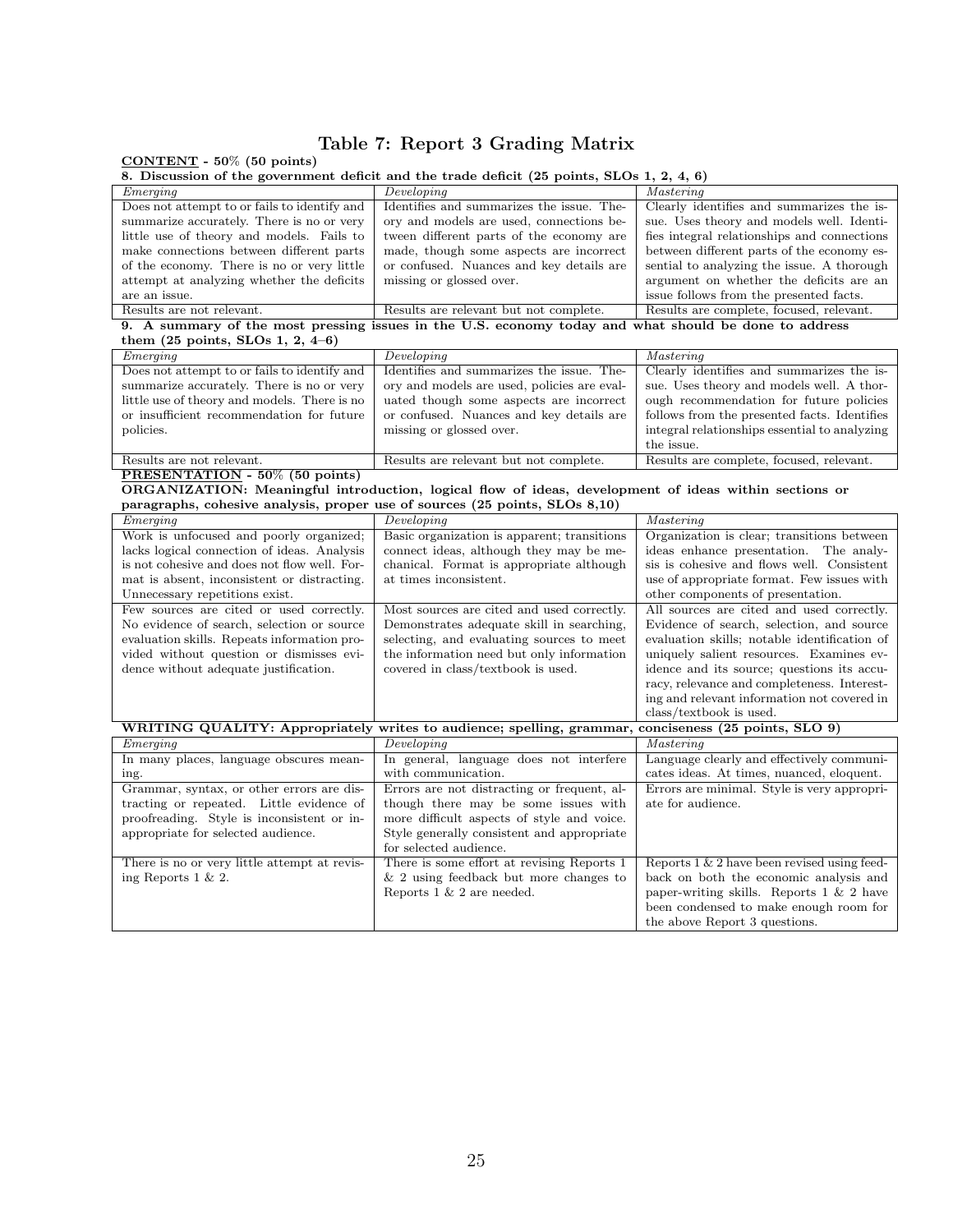# Table 7: Report 3 Grading Matrix

**CONTENT - 50% (50 points)**

**8. Discussion of the government deficit and the trade deficit (25 points, SLOs 1, 2, 4, 6)**

| *Emerging* | *Developing* | *Mastering* |
|---|---|---|
| Does not attempt to or fails to identify and summarize accurately. There is no or very little use of theory and models. Fails to make connections between different parts of the economy. There is no or very little attempt at analyzing whether the deficits are an issue. | Identifies and summarizes the issue. Theory and models are used, connections between different parts of the economy are made, though some aspects are incorrect or confused. Nuances and key details are missing or glossed over. | Clearly identifies and summarizes the issue. Uses theory and models well. Identifies integral relationships and connections between different parts of the economy essential to analyzing the issue. A thorough argument on whether the deficits are an issue follows from the presented facts. |
| Results are not relevant. | Results are relevant but not complete. | Results are complete, focused, relevant. |

**9. A summary of the most pressing issues in the U.S. economy today and what should be done to address them (25 points, SLOs 1, 2, 4–6)**

| *Emerging* | *Developing* | *Mastering* |
|---|---|---|
| Does not attempt to or fails to identify and summarize accurately. There is no or very little use of theory and models. There is no or insufficient recommendation for future policies. | Identifies and summarizes the issue. Theory and models are used, policies are evaluated though some aspects are incorrect or confused. Nuances and key details are missing or glossed over. | Clearly identifies and summarizes the issue. Uses theory and models well. A thorough recommendation for future policies follows from the presented facts. Identifies integral relationships essential to analyzing the issue. |
| Results are not relevant. | Results are relevant but not complete. | Results are complete, focused, relevant. |

**PRESENTATION - 50% (50 points)**

**ORGANIZATION: Meaningful introduction, logical flow of ideas, development of ideas within sections or paragraphs, cohesive analysis, proper use of sources (25 points, SLOs 8,10)**

| *Emerging* | *Developing* | *Mastering* |
|---|---|---|
| Work is unfocused and poorly organized; lacks logical connection of ideas. Analysis is not cohesive and does not flow well. Format is absent, inconsistent or distracting. Unnecessary repetitions exist. | Basic organization is apparent; transitions connect ideas, although they may be mechanical. Format is appropriate although at times inconsistent. | Organization is clear; transitions between ideas enhance presentation. The analysis is cohesive and flows well. Consistent use of appropriate format. Few issues with other components of presentation. |
| Few sources are cited or used correctly. No evidence of search, selection or source evaluation skills. Repeats information provided without question or dismisses evidence without adequate justification. | Most sources are cited and used correctly. Demonstrates adequate skill in searching, selecting, and evaluating sources to meet the information need but only information covered in class/textbook is used. | All sources are cited and used correctly. Evidence of search, selection, and source evaluation skills; notable identification of uniquely salient resources. Examines evidence and its source; questions its accuracy, relevance and completeness. Interesting and relevant information not covered in class/textbook is used. |

**WRITING QUALITY: Appropriately writes to audience; spelling, grammar, conciseness (25 points, SLO 9)**

| *Emerging* | *Developing* | *Mastering* |
|---|---|---|
| In many places, language obscures meaning. | In general, language does not interfere with communication. | Language clearly and effectively communicates ideas. At times, nuanced, eloquent. |
| Grammar, syntax, or other errors are distracting or repeated. Little evidence of proofreading. Style is inconsistent or inappropriate for selected audience. | Errors are not distracting or frequent, although there may be some issues with more difficult aspects of style and voice. Style generally consistent and appropriate for selected audience. | Errors are minimal. Style is very appropriate for audience. |
| There is no or very little attempt at revising Reports 1 & 2. | There is some effort at revising Reports 1 & 2 using feedback but more changes to Reports 1 & 2 are needed. | Reports 1 & 2 have been revised using feedback on both the economic analysis and paper-writing skills. Reports 1 & 2 have been condensed to make enough room for the above Report 3 questions. |